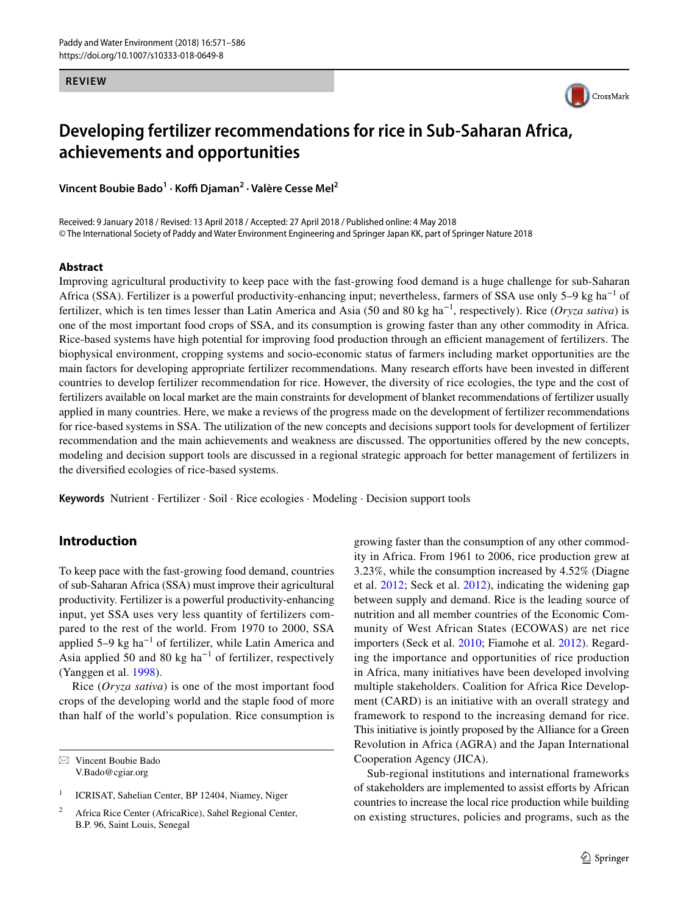REVIEW

# Developing fertilizer recommendations for rice in Sub-Saharan Africa, achievements and opportunities

**Vincent Boubie Bado[1] · Koffi Djaman[2] · Valère Cesse Mel[2]**

Received: 9 January 2018 / Revised: 13 April 2018 / Accepted: 27 April 2018 / Published online: 4 May 2018
© The International Society of Paddy and Water Environment Engineering and Springer Japan KK, part of Springer Nature 2018

## Abstract

Improving agricultural productivity to keep pace with the fast-growing food demand is a huge challenge for sub-Saharan Africa (SSA). Fertilizer is a powerful productivity-enhancing input; nevertheless, farmers of SSA use only 5–9 kg $ha^{-1}$ of fertilizer, which is ten times lesser than Latin America and Asia (50 and 80 kg $ha^{-1}$, respectively). Rice (*Oryza sativa*) is one of the most important food crops of SSA, and its consumption is growing faster than any other commodity in Africa. Rice-based systems have high potential for improving food production through an efficient management of fertilizers. The biophysical environment, cropping systems and socio-economic status of farmers including market opportunities are the main factors for developing appropriate fertilizer recommendations. Many research efforts have been invested in different countries to develop fertilizer recommendation for rice. However, the diversity of rice ecologies, the type and the cost of fertilizers available on local market are the main constraints for development of blanket recommendations of fertilizer usually applied in many countries. Here, we make a reviews of the progress made on the development of fertilizer recommendations for rice-based systems in SSA. The utilization of the new concepts and decisions support tools for development of fertilizer recommendation and the main achievements and weakness are discussed. The opportunities offered by the new concepts, modeling and decision support tools are discussed in a regional strategic approach for better management of fertilizers in the diversified ecologies of rice-based systems.

**Keywords** Nutrient · Fertilizer · Soil · Rice ecologies · Modeling · Decision support tools

## Introduction

To keep pace with the fast-growing food demand, countries of sub-Saharan Africa (SSA) must improve their agricultural productivity. Fertilizer is a powerful productivity-enhancing input, yet SSA uses very less quantity of fertilizers compared to the rest of the world. From 1970 to 2000, SSA applied 5–9 kg $ha^{-1}$ of fertilizer, while Latin America and Asia applied 50 and 80 kg $ha^{-1}$ of fertilizer, respectively (Yanggen et al. 1998).

Rice (*Oryza sativa*) is one of the most important food crops of the developing world and the staple food of more than half of the world's population. Rice consumption is growing faster than the consumption of any other commodity in Africa. From 1961 to 2006, rice production grew at 3.23%, while the consumption increased by 4.52% (Diagne et al. 2012; Seck et al. 2012), indicating the widening gap between supply and demand. Rice is the leading source of nutrition and all member countries of the Economic Community of West African States (ECOWAS) are net rice importers (Seck et al. 2010; Fiamohe et al. 2012). Regarding the importance and opportunities of rice production in Africa, many initiatives have been developed involving multiple stakeholders. Coalition for Africa Rice Development (CARD) is an initiative with an overall strategy and framework to respond to the increasing demand for rice. This initiative is jointly proposed by the Alliance for a Green Revolution in Africa (AGRA) and the Japan International Cooperation Agency (JICA).

Sub-regional institutions and international frameworks of stakeholders are implemented to assist efforts by African countries to increase the local rice production while building on existing structures, policies and programs, such as the

---

✉ Vincent Boubie Bado
V.Bado@cgiar.org

[1] ICRISAT, Sahelian Center, BP 12404, Niamey, Niger

[2] Africa Rice Center (AfricaRice), Sahel Regional Center, B.P. 96, Saint Louis, Senegal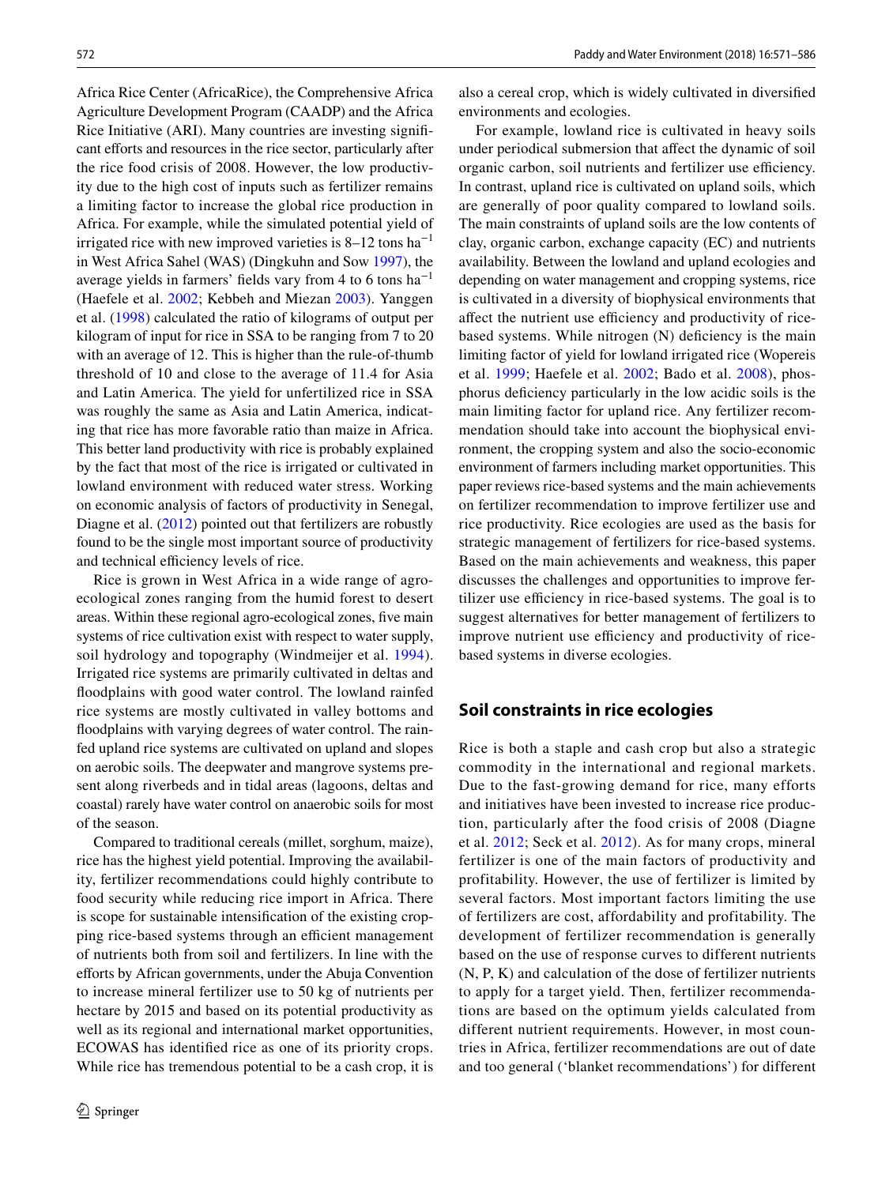Africa Rice Center (AfricaRice), the Comprehensive Africa Agriculture Development Program (CAADP) and the Africa Rice Initiative (ARI). Many countries are investing significant efforts and resources in the rice sector, particularly after the rice food crisis of 2008. However, the low productivity due to the high cost of inputs such as fertilizer remains a limiting factor to increase the global rice production in Africa. For example, while the simulated potential yield of irrigated rice with new improved varieties is 8–12 tons $ha^{-1}$ in West Africa Sahel (WAS) (Dingkuhn and Sow 1997), the average yields in farmers' fields vary from 4 to 6 tons $ha^{-1}$ (Haefele et al. 2002; Kebbeh and Miezan 2003). Yanggen et al. (1998) calculated the ratio of kilograms of output per kilogram of input for rice in SSA to be ranging from 7 to 20 with an average of 12. This is higher than the rule-of-thumb threshold of 10 and close to the average of 11.4 for Asia and Latin America. The yield for unfertilized rice in SSA was roughly the same as Asia and Latin America, indicating that rice has more favorable ratio than maize in Africa. This better land productivity with rice is probably explained by the fact that most of the rice is irrigated or cultivated in lowland environment with reduced water stress. Working on economic analysis of factors of productivity in Senegal, Diagne et al. (2012) pointed out that fertilizers are robustly found to be the single most important source of productivity and technical efficiency levels of rice.

Rice is grown in West Africa in a wide range of agro-ecological zones ranging from the humid forest to desert areas. Within these regional agro-ecological zones, five main systems of rice cultivation exist with respect to water supply, soil hydrology and topography (Windmeijer et al. 1994). Irrigated rice systems are primarily cultivated in deltas and floodplains with good water control. The lowland rainfed rice systems are mostly cultivated in valley bottoms and floodplains with varying degrees of water control. The rainfed upland rice systems are cultivated on upland and slopes on aerobic soils. The deepwater and mangrove systems present along riverbeds and in tidal areas (lagoons, deltas and coastal) rarely have water control on anaerobic soils for most of the season.

Compared to traditional cereals (millet, sorghum, maize), rice has the highest yield potential. Improving the availability, fertilizer recommendations could highly contribute to food security while reducing rice import in Africa. There is scope for sustainable intensification of the existing cropping rice-based systems through an efficient management of nutrients both from soil and fertilizers. In line with the efforts by African governments, under the Abuja Convention to increase mineral fertilizer use to 50 kg of nutrients per hectare by 2015 and based on its potential productivity as well as its regional and international market opportunities, ECOWAS has identified rice as one of its priority crops. While rice has tremendous potential to be a cash crop, it is also a cereal crop, which is widely cultivated in diversified environments and ecologies.

For example, lowland rice is cultivated in heavy soils under periodical submersion that affect the dynamic of soil organic carbon, soil nutrients and fertilizer use efficiency. In contrast, upland rice is cultivated on upland soils, which are generally of poor quality compared to lowland soils. The main constraints of upland soils are the low contents of clay, organic carbon, exchange capacity (EC) and nutrients availability. Between the lowland and upland ecologies and depending on water management and cropping systems, rice is cultivated in a diversity of biophysical environments that affect the nutrient use efficiency and productivity of rice-based systems. While nitrogen (N) deficiency is the main limiting factor of yield for lowland irrigated rice (Wopereis et al. 1999; Haefele et al. 2002; Bado et al. 2008), phosphorus deficiency particularly in the low acidic soils is the main limiting factor for upland rice. Any fertilizer recommendation should take into account the biophysical environment, the cropping system and also the socio-economic environment of farmers including market opportunities. This paper reviews rice-based systems and the main achievements on fertilizer recommendation to improve fertilizer use and rice productivity. Rice ecologies are used as the basis for strategic management of fertilizers for rice-based systems. Based on the main achievements and weakness, this paper discusses the challenges and opportunities to improve fertilizer use efficiency in rice-based systems. The goal is to suggest alternatives for better management of fertilizers to improve nutrient use efficiency and productivity of rice-based systems in diverse ecologies.

## Soil constraints in rice ecologies

Rice is both a staple and cash crop but also a strategic commodity in the international and regional markets. Due to the fast-growing demand for rice, many efforts and initiatives have been invested to increase rice production, particularly after the food crisis of 2008 (Diagne et al. 2012; Seck et al. 2012). As for many crops, mineral fertilizer is one of the main factors of productivity and profitability. However, the use of fertilizer is limited by several factors. Most important factors limiting the use of fertilizers are cost, affordability and profitability. The development of fertilizer recommendation is generally based on the use of response curves to different nutrients (N, P, K) and calculation of the dose of fertilizer nutrients to apply for a target yield. Then, fertilizer recommendations are based on the optimum yields calculated from different nutrient requirements. However, in most countries in Africa, fertilizer recommendations are out of date and too general ('blanket recommendations') for different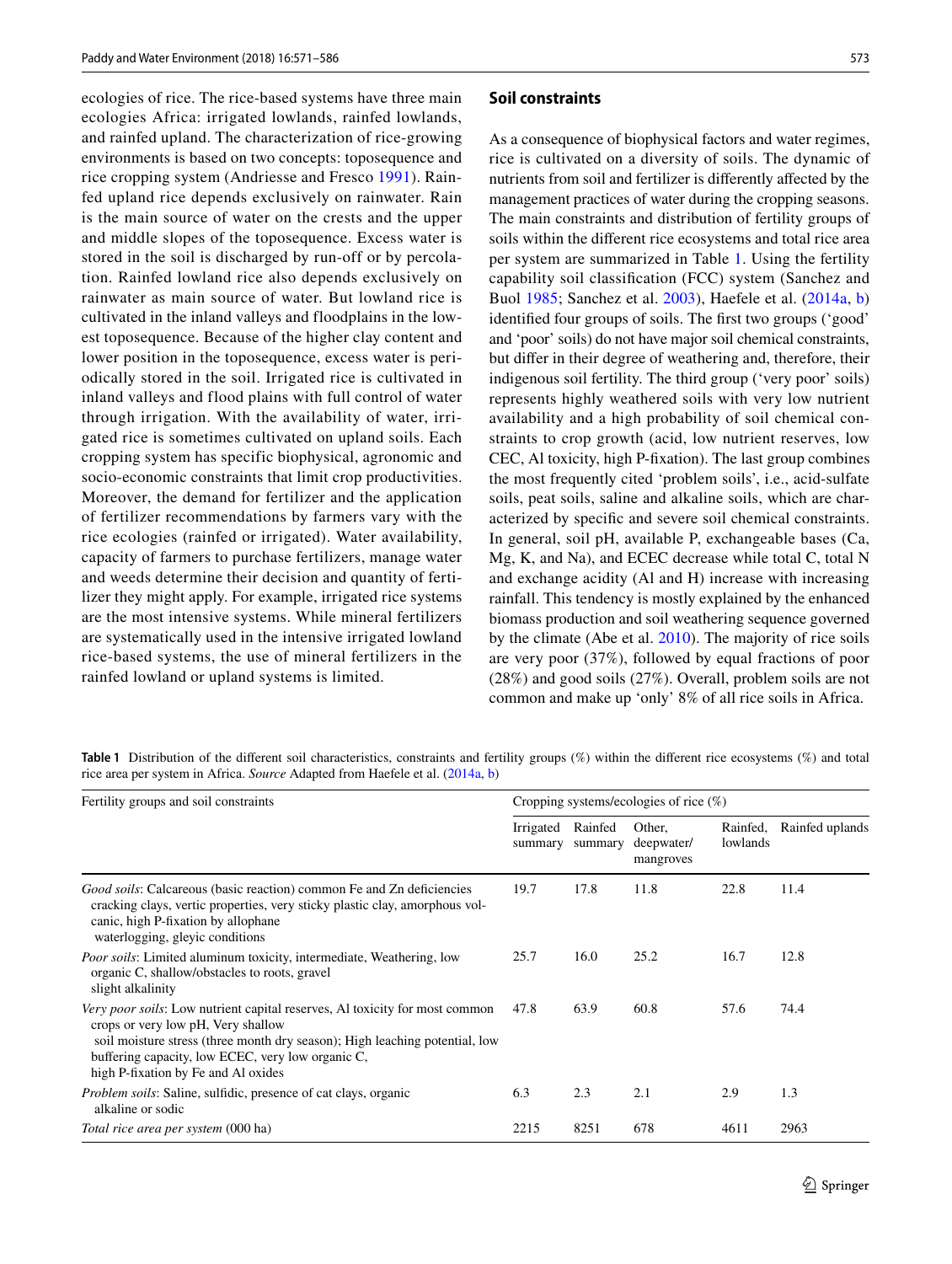ecologies of rice. The rice-based systems have three main ecologies Africa: irrigated lowlands, rainfed lowlands, and rainfed upland. The characterization of rice-growing environments is based on two concepts: toposequence and rice cropping system (Andriesse and Fresco 1991). Rainfed upland rice depends exclusively on rainwater. Rain is the main source of water on the crests and the upper and middle slopes of the toposequence. Excess water is stored in the soil is discharged by run-off or by percolation. Rainfed lowland rice also depends exclusively on rainwater as main source of water. But lowland rice is cultivated in the inland valleys and floodplains in the lowest toposequence. Because of the higher clay content and lower position in the toposequence, excess water is periodically stored in the soil. Irrigated rice is cultivated in inland valleys and flood plains with full control of water through irrigation. With the availability of water, irrigated rice is sometimes cultivated on upland soils. Each cropping system has specific biophysical, agronomic and socio-economic constraints that limit crop productivities. Moreover, the demand for fertilizer and the application of fertilizer recommendations by farmers vary with the rice ecologies (rainfed or irrigated). Water availability, capacity of farmers to purchase fertilizers, manage water and weeds determine their decision and quantity of fertilizer they might apply. For example, irrigated rice systems are the most intensive systems. While mineral fertilizers are systematically used in the intensive irrigated lowland rice-based systems, the use of mineral fertilizers in the rainfed lowland or upland systems is limited.

## Soil constraints

As a consequence of biophysical factors and water regimes, rice is cultivated on a diversity of soils. The dynamic of nutrients from soil and fertilizer is differently affected by the management practices of water during the cropping seasons. The main constraints and distribution of fertility groups of soils within the different rice ecosystems and total rice area per system are summarized in Table 1. Using the fertility capability soil classification (FCC) system (Sanchez and Buol 1985; Sanchez et al. 2003), Haefele et al. (2014a, b) identified four groups of soils. The first two groups ('good' and 'poor' soils) do not have major soil chemical constraints, but differ in their degree of weathering and, therefore, their indigenous soil fertility. The third group ('very poor' soils) represents highly weathered soils with very low nutrient availability and a high probability of soil chemical constraints to crop growth (acid, low nutrient reserves, low CEC, Al toxicity, high P-fixation). The last group combines the most frequently cited 'problem soils', i.e., acid-sulfate soils, peat soils, saline and alkaline soils, which are characterized by specific and severe soil chemical constraints. In general, soil pH, available P, exchangeable bases (Ca, Mg, K, and Na), and ECEC decrease while total C, total N and exchange acidity (Al and H) increase with increasing rainfall. This tendency is mostly explained by the enhanced biomass production and soil weathering sequence governed by the climate (Abe et al. 2010). The majority of rice soils are very poor (37%), followed by equal fractions of poor (28%) and good soils (27%). Overall, problem soils are not common and make up 'only' 8% of all rice soils in Africa.

**Table 1** Distribution of the different soil characteristics, constraints and fertility groups (%) within the different rice ecosystems (%) and total rice area per system in Africa. *Source* Adapted from Haefele et al. (2014a, b)

| Fertility groups and soil constraints | Cropping systems/ecologies of rice (%) | | | | |
|---|---|---|---|---|---|
| | Irrigated summary | Rainfed summary | Other, deepwater/ mangroves | Rainfed, lowlands | Rainfed uplands |
| *Good soils*: Calcareous (basic reaction) common Fe and Zn deficiencies cracking clays, vertic properties, very sticky plastic clay, amorphous volcanic, high P-fixation by allophane waterlogging, gleyic conditions | 19.7 | 17.8 | 11.8 | 22.8 | 11.4 |
| *Poor soils*: Limited aluminum toxicity, intermediate, Weathering, low organic C, shallow/obstacles to roots, gravel slight alkalinity | 25.7 | 16.0 | 25.2 | 16.7 | 12.8 |
| *Very poor soils*: Low nutrient capital reserves, Al toxicity for most common crops or very low pH, Very shallow soil moisture stress (three month dry season); High leaching potential, low buffering capacity, low ECEC, very low organic C, high P-fixation by Fe and Al oxides | 47.8 | 63.9 | 60.8 | 57.6 | 74.4 |
| *Problem soils*: Saline, sulfidic, presence of cat clays, organic alkaline or sodic | 6.3 | 2.3 | 2.1 | 2.9 | 1.3 |
| *Total rice area per system* (000 ha) | 2215 | 8251 | 678 | 4611 | 2963 |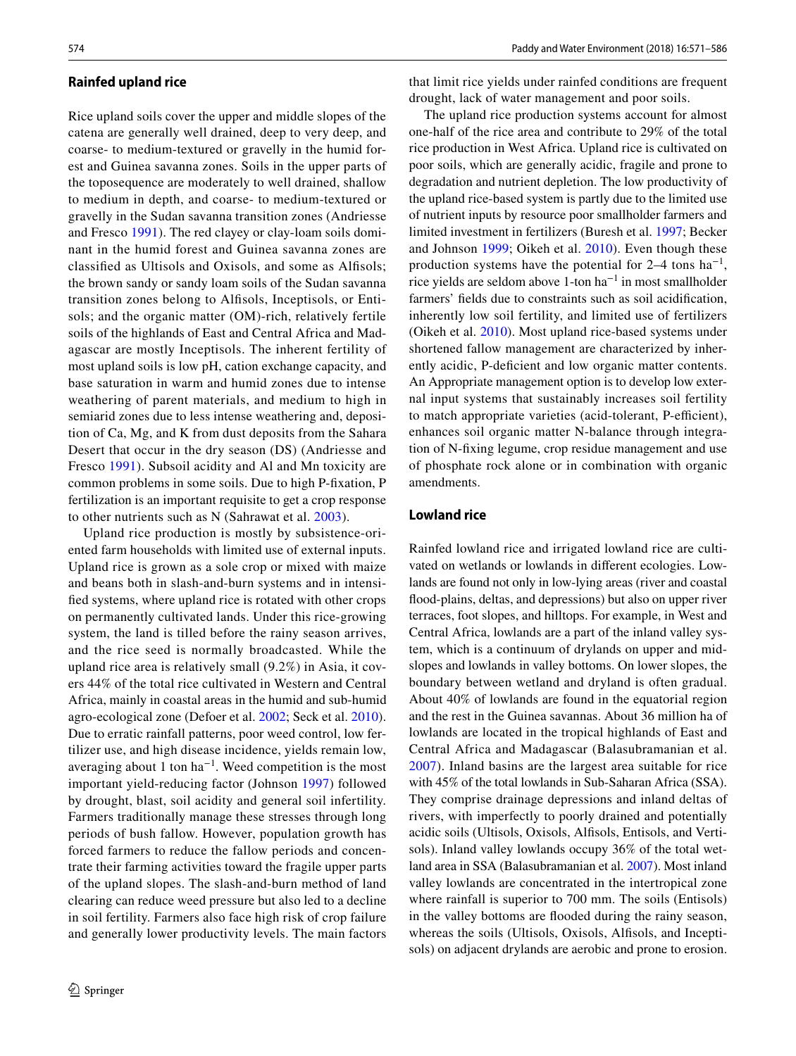## Rainfed upland rice

Rice upland soils cover the upper and middle slopes of the catena are generally well drained, deep to very deep, and coarse- to medium-textured or gravelly in the humid forest and Guinea savanna zones. Soils in the upper parts of the toposequence are moderately to well drained, shallow to medium in depth, and coarse- to medium-textured or gravelly in the Sudan savanna transition zones (Andriesse and Fresco 1991). The red clayey or clay-loam soils dominant in the humid forest and Guinea savanna zones are classified as Ultisols and Oxisols, and some as Alfisols; the brown sandy or sandy loam soils of the Sudan savanna transition zones belong to Alfisols, Inceptisols, or Entisols; and the organic matter (OM)-rich, relatively fertile soils of the highlands of East and Central Africa and Madagascar are mostly Inceptisols. The inherent fertility of most upland soils is low pH, cation exchange capacity, and base saturation in warm and humid zones due to intense weathering of parent materials, and medium to high in semiarid zones due to less intense weathering and, deposition of Ca, Mg, and K from dust deposits from the Sahara Desert that occur in the dry season (DS) (Andriesse and Fresco 1991). Subsoil acidity and Al and Mn toxicity are common problems in some soils. Due to high P-fixation, P fertilization is an important requisite to get a crop response to other nutrients such as N (Sahrawat et al. 2003).

Upland rice production is mostly by subsistence-oriented farm households with limited use of external inputs. Upland rice is grown as a sole crop or mixed with maize and beans both in slash-and-burn systems and in intensified systems, where upland rice is rotated with other crops on permanently cultivated lands. Under this rice-growing system, the land is tilled before the rainy season arrives, and the rice seed is normally broadcasted. While the upland rice area is relatively small (9.2%) in Asia, it covers 44% of the total rice cultivated in Western and Central Africa, mainly in coastal areas in the humid and sub-humid agro-ecological zone (Defoer et al. 2002; Seck et al. 2010). Due to erratic rainfall patterns, poor weed control, low fertilizer use, and high disease incidence, yields remain low, averaging about 1 ton ha$^{-1}$. Weed competition is the most important yield-reducing factor (Johnson 1997) followed by drought, blast, soil acidity and general soil infertility. Farmers traditionally manage these stresses through long periods of bush fallow. However, population growth has forced farmers to reduce the fallow periods and concentrate their farming activities toward the fragile upper parts of the upland slopes. The slash-and-burn method of land clearing can reduce weed pressure but also led to a decline in soil fertility. Farmers also face high risk of crop failure and generally lower productivity levels. The main factors that limit rice yields under rainfed conditions are frequent drought, lack of water management and poor soils.

The upland rice production systems account for almost one-half of the rice area and contribute to 29% of the total rice production in West Africa. Upland rice is cultivated on poor soils, which are generally acidic, fragile and prone to degradation and nutrient depletion. The low productivity of the upland rice-based system is partly due to the limited use of nutrient inputs by resource poor smallholder farmers and limited investment in fertilizers (Buresh et al. 1997; Becker and Johnson 1999; Oikeh et al. 2010). Even though these production systems have the potential for 2–4 tons ha$^{-1}$, rice yields are seldom above 1-ton ha$^{-1}$ in most smallholder farmers' fields due to constraints such as soil acidification, inherently low soil fertility, and limited use of fertilizers (Oikeh et al. 2010). Most upland rice-based systems under shortened fallow management are characterized by inherently acidic, P-deficient and low organic matter contents. An Appropriate management option is to develop low external input systems that sustainably increases soil fertility to match appropriate varieties (acid-tolerant, P-efficient), enhances soil organic matter N-balance through integration of N-fixing legume, crop residue management and use of phosphate rock alone or in combination with organic amendments.

## Lowland rice

Rainfed lowland rice and irrigated lowland rice are cultivated on wetlands or lowlands in different ecologies. Lowlands are found not only in low-lying areas (river and coastal flood-plains, deltas, and depressions) but also on upper river terraces, foot slopes, and hilltops. For example, in West and Central Africa, lowlands are a part of the inland valley system, which is a continuum of drylands on upper and mid-slopes and lowlands in valley bottoms. On lower slopes, the boundary between wetland and dryland is often gradual. About 40% of lowlands are found in the equatorial region and the rest in the Guinea savannas. About 36 million ha of lowlands are located in the tropical highlands of East and Central Africa and Madagascar (Balasubramanian et al. 2007). Inland basins are the largest area suitable for rice with 45% of the total lowlands in Sub-Saharan Africa (SSA). They comprise drainage depressions and inland deltas of rivers, with imperfectly to poorly drained and potentially acidic soils (Ultisols, Oxisols, Alfisols, Entisols, and Vertisols). Inland valley lowlands occupy 36% of the total wetland area in SSA (Balasubramanian et al. 2007). Most inland valley lowlands are concentrated in the intertropical zone where rainfall is superior to 700 mm. The soils (Entisols) in the valley bottoms are flooded during the rainy season, whereas the soils (Ultisols, Oxisols, Alfisols, and Inceptisols) on adjacent drylands are aerobic and prone to erosion.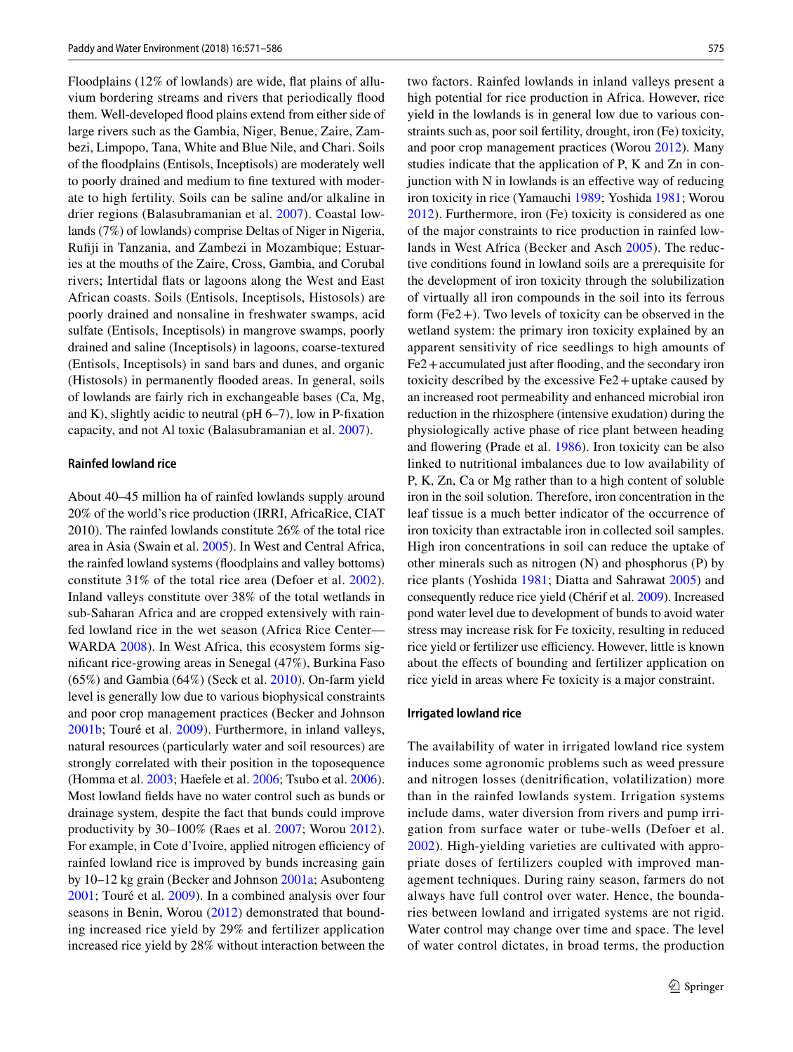Floodplains (12% of lowlands) are wide, flat plains of alluvium bordering streams and rivers that periodically flood them. Well-developed flood plains extend from either side of large rivers such as the Gambia, Niger, Benue, Zaire, Zambezi, Limpopo, Tana, White and Blue Nile, and Chari. Soils of the floodplains (Entisols, Inceptisols) are moderately well to poorly drained and medium to fine textured with moderate to high fertility. Soils can be saline and/or alkaline in drier regions (Balasubramanian et al. 2007). Coastal lowlands (7%) of lowlands) comprise Deltas of Niger in Nigeria, Rufiji in Tanzania, and Zambezi in Mozambique; Estuaries at the mouths of the Zaire, Cross, Gambia, and Corubal rivers; Intertidal flats or lagoons along the West and East African coasts. Soils (Entisols, Inceptisols, Histosols) are poorly drained and nonsaline in freshwater swamps, acid sulfate (Entisols, Inceptisols) in mangrove swamps, poorly drained and saline (Inceptisols) in lagoons, coarse-textured (Entisols, Inceptisols) in sand bars and dunes, and organic (Histosols) in permanently flooded areas. In general, soils of lowlands are fairly rich in exchangeable bases (Ca, Mg, and K), slightly acidic to neutral (pH 6–7), low in P-fixation capacity, and not Al toxic (Balasubramanian et al. 2007).

### Rainfed lowland rice

About 40–45 million ha of rainfed lowlands supply around 20% of the world's rice production (IRRI, AfricaRice, CIAT 2010). The rainfed lowlands constitute 26% of the total rice area in Asia (Swain et al. 2005). In West and Central Africa, the rainfed lowland systems (floodplains and valley bottoms) constitute 31% of the total rice area (Defoer et al. 2002). Inland valleys constitute over 38% of the total wetlands in sub-Saharan Africa and are cropped extensively with rainfed lowland rice in the wet season (Africa Rice Center—WARDA 2008). In West Africa, this ecosystem forms significant rice-growing areas in Senegal (47%), Burkina Faso (65%) and Gambia (64%) (Seck et al. 2010). On-farm yield level is generally low due to various biophysical constraints and poor crop management practices (Becker and Johnson 2001b; Touré et al. 2009). Furthermore, in inland valleys, natural resources (particularly water and soil resources) are strongly correlated with their position in the toposequence (Homma et al. 2003; Haefele et al. 2006; Tsubo et al. 2006). Most lowland fields have no water control such as bunds or drainage system, despite the fact that bunds could improve productivity by 30–100% (Raes et al. 2007; Worou 2012). For example, in Cote d'Ivoire, applied nitrogen efficiency of rainfed lowland rice is improved by bunds increasing gain by 10–12 kg grain (Becker and Johnson 2001a; Asubonteng 2001; Touré et al. 2009). In a combined analysis over four seasons in Benin, Worou (2012) demonstrated that bounding increased rice yield by 29% and fertilizer application increased rice yield by 28% without interaction between the two factors. Rainfed lowlands in inland valleys present a high potential for rice production in Africa. However, rice yield in the lowlands is in general low due to various constraints such as, poor soil fertility, drought, iron (Fe) toxicity, and poor crop management practices (Worou 2012). Many studies indicate that the application of P, K and Zn in conjunction with N in lowlands is an effective way of reducing iron toxicity in rice (Yamauchi 1989; Yoshida 1981; Worou 2012). Furthermore, iron (Fe) toxicity is considered as one of the major constraints to rice production in rainfed lowlands in West Africa (Becker and Asch 2005). The reductive conditions found in lowland soils are a prerequisite for the development of iron toxicity through the solubilization of virtually all iron compounds in the soil into its ferrous form ($Fe^{2+}$). Two levels of toxicity can be observed in the wetland system: the primary iron toxicity explained by an apparent sensitivity of rice seedlings to high amounts of $Fe^{2+}$ accumulated just after flooding, and the secondary iron toxicity described by the excessive $Fe^{2+}$ uptake caused by an increased root permeability and enhanced microbial iron reduction in the rhizosphere (intensive exudation) during the physiologically active phase of rice plant between heading and flowering (Prade et al. 1986). Iron toxicity can be also linked to nutritional imbalances due to low availability of P, K, Zn, Ca or Mg rather than to a high content of soluble iron in the soil solution. Therefore, iron concentration in the leaf tissue is a much better indicator of the occurrence of iron toxicity than extractable iron in collected soil samples. High iron concentrations in soil can reduce the uptake of other minerals such as nitrogen (N) and phosphorus (P) by rice plants (Yoshida 1981; Diatta and Sahrawat 2005) and consequently reduce rice yield (Chérif et al. 2009). Increased pond water level due to development of bunds to avoid water stress may increase risk for Fe toxicity, resulting in reduced rice yield or fertilizer use efficiency. However, little is known about the effects of bounding and fertilizer application on rice yield in areas where Fe toxicity is a major constraint.

### Irrigated lowland rice

The availability of water in irrigated lowland rice system induces some agronomic problems such as weed pressure and nitrogen losses (denitrification, volatilization) more than in the rainfed lowlands system. Irrigation systems include dams, water diversion from rivers and pump irrigation from surface water or tube-wells (Defoer et al. 2002). High-yielding varieties are cultivated with appropriate doses of fertilizers coupled with improved management techniques. During rainy season, farmers do not always have full control over water. Hence, the boundaries between lowland and irrigated systems are not rigid. Water control may change over time and space. The level of water control dictates, in broad terms, the production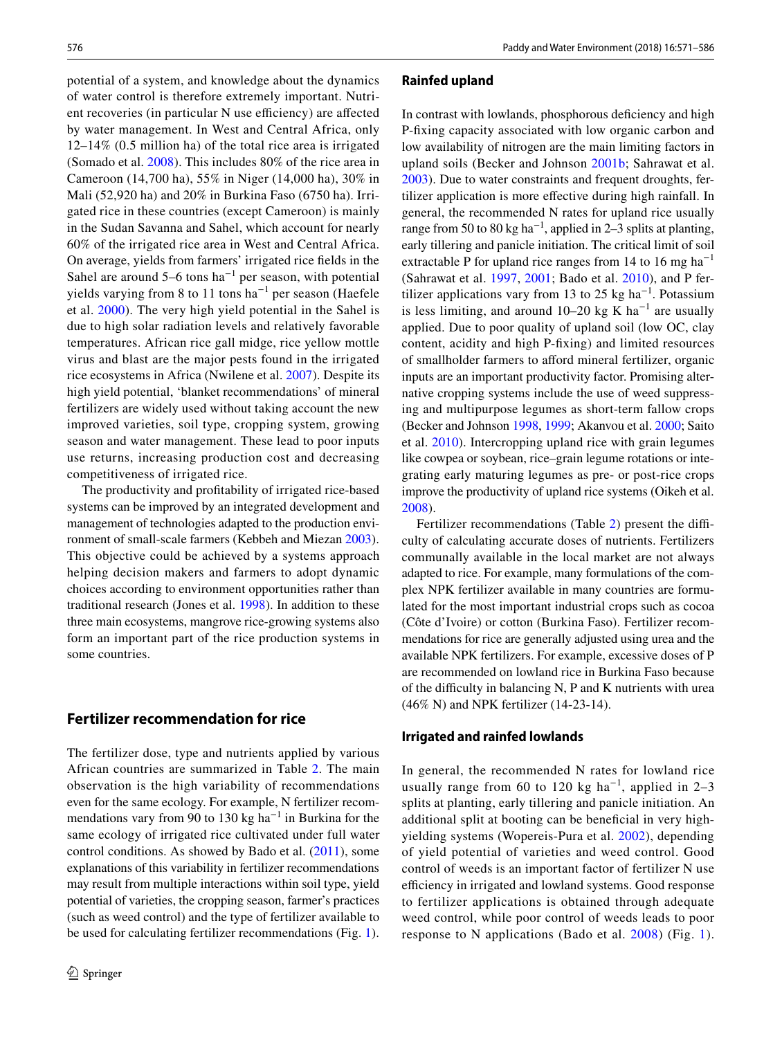potential of a system, and knowledge about the dynamics of water control is therefore extremely important. Nutrient recoveries (in particular N use efficiency) are affected by water management. In West and Central Africa, only 12–14% (0.5 million ha) of the total rice area is irrigated (Somado et al. 2008). This includes 80% of the rice area in Cameroon (14,700 ha), 55% in Niger (14,000 ha), 30% in Mali (52,920 ha) and 20% in Burkina Faso (6750 ha). Irrigated rice in these countries (except Cameroon) is mainly in the Sudan Savanna and Sahel, which account for nearly 60% of the irrigated rice area in West and Central Africa. On average, yields from farmers' irrigated rice fields in the Sahel are around 5–6 tons $ha^{-1}$ per season, with potential yields varying from 8 to 11 tons $ha^{-1}$ per season (Haefele et al. 2000). The very high yield potential in the Sahel is due to high solar radiation levels and relatively favorable temperatures. African rice gall midge, rice yellow mottle virus and blast are the major pests found in the irrigated rice ecosystems in Africa (Nwilene et al. 2007). Despite its high yield potential, 'blanket recommendations' of mineral fertilizers are widely used without taking account the new improved varieties, soil type, cropping system, growing season and water management. These lead to poor inputs use returns, increasing production cost and decreasing competitiveness of irrigated rice.

The productivity and profitability of irrigated rice-based systems can be improved by an integrated development and management of technologies adapted to the production environment of small-scale farmers (Kebbeh and Miezan 2003). This objective could be achieved by a systems approach helping decision makers and farmers to adopt dynamic choices according to environment opportunities rather than traditional research (Jones et al. 1998). In addition to these three main ecosystems, mangrove rice-growing systems also form an important part of the rice production systems in some countries.

## Fertilizer recommendation for rice

The fertilizer dose, type and nutrients applied by various African countries are summarized in Table 2. The main observation is the high variability of recommendations even for the same ecology. For example, N fertilizer recommendations vary from 90 to 130 kg $ha^{-1}$ in Burkina for the same ecology of irrigated rice cultivated under full water control conditions. As showed by Bado et al. (2011), some explanations of this variability in fertilizer recommendations may result from multiple interactions within soil type, yield potential of varieties, the cropping season, farmer's practices (such as weed control) and the type of fertilizer available to be used for calculating fertilizer recommendations (Fig. 1).

### Rainfed upland

In contrast with lowlands, phosphorous deficiency and high P-fixing capacity associated with low organic carbon and low availability of nitrogen are the main limiting factors in upland soils (Becker and Johnson 2001b; Sahrawat et al. 2003). Due to water constraints and frequent droughts, fertilizer application is more effective during high rainfall. In general, the recommended N rates for upland rice usually range from 50 to 80 kg $ha^{-1}$, applied in 2–3 splits at planting, early tillering and panicle initiation. The critical limit of soil extractable P for upland rice ranges from 14 to 16 mg $ha^{-1}$ (Sahrawat et al. 1997, 2001; Bado et al. 2010), and P fertilizer applications vary from 13 to 25 kg $ha^{-1}$. Potassium is less limiting, and around 10–20 kg K $ha^{-1}$ are usually applied. Due to poor quality of upland soil (low OC, clay content, acidity and high P-fixing) and limited resources of smallholder farmers to afford mineral fertilizer, organic inputs are an important productivity factor. Promising alternative cropping systems include the use of weed suppressing and multipurpose legumes as short-term fallow crops (Becker and Johnson 1998, 1999; Akanvou et al. 2000; Saito et al. 2010). Intercropping upland rice with grain legumes like cowpea or soybean, rice–grain legume rotations or integrating early maturing legumes as pre- or post-rice crops improve the productivity of upland rice systems (Oikeh et al. 2008).

Fertilizer recommendations (Table 2) present the difficulty of calculating accurate doses of nutrients. Fertilizers communally available in the local market are not always adapted to rice. For example, many formulations of the complex NPK fertilizer available in many countries are formulated for the most important industrial crops such as cocoa (Côte d'Ivoire) or cotton (Burkina Faso). Fertilizer recommendations for rice are generally adjusted using urea and the available NPK fertilizers. For example, excessive doses of P are recommended on lowland rice in Burkina Faso because of the difficulty in balancing N, P and K nutrients with urea (46% N) and NPK fertilizer (14-23-14).

### Irrigated and rainfed lowlands

In general, the recommended N rates for lowland rice usually range from 60 to 120 kg $ha^{-1}$, applied in 2–3 splits at planting, early tillering and panicle initiation. An additional split at booting can be beneficial in very high-yielding systems (Wopereis-Pura et al. 2002), depending of yield potential of varieties and weed control. Good control of weeds is an important factor of fertilizer N use efficiency in irrigated and lowland systems. Good response to fertilizer applications is obtained through adequate weed control, while poor control of weeds leads to poor response to N applications (Bado et al. 2008) (Fig. 1).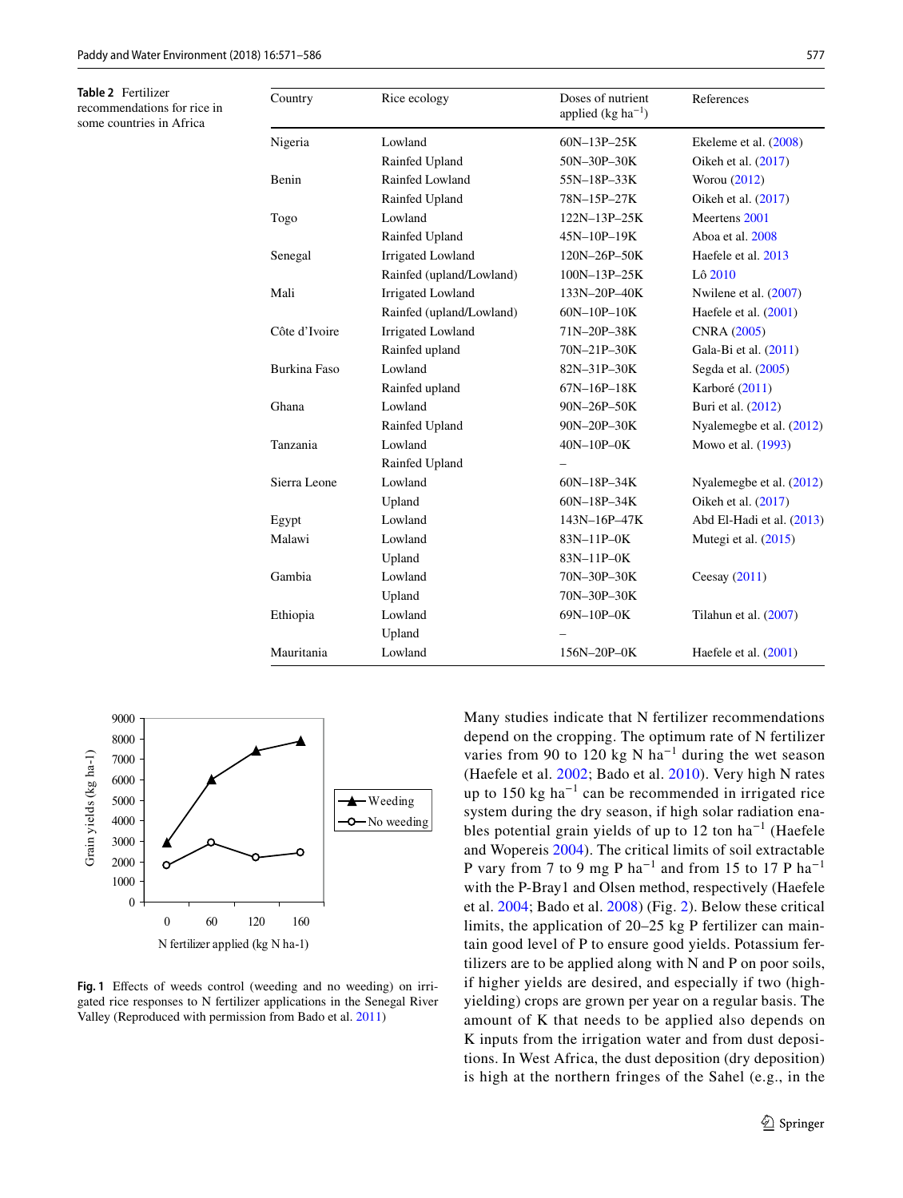**Table 2** Fertilizer recommendations for rice in some countries in Africa

| Country | Rice ecology | Doses of nutrient applied (kg ha$^{-1}$) | References |
|---|---|---|---|
| Nigeria | Lowland | 60N–13P–25K | Ekeleme et al. (2008) |
| | Rainfed Upland | 50N–30P–30K | Oikeh et al. (2017) |
| Benin | Rainfed Lowland | 55N–18P–33K | Worou (2012) |
| | Rainfed Upland | 78N–15P–27K | Oikeh et al. (2017) |
| Togo | Lowland | 122N–13P–25K | Meertens 2001 |
| | Rainfed Upland | 45N–10P–19K | Aboa et al. 2008 |
| Senegal | Irrigated Lowland | 120N–26P–50K | Haefele et al. 2013 |
| | Rainfed (upland/Lowland) | 100N–13P–25K | Lô 2010 |
| Mali | Irrigated Lowland | 133N–20P–40K | Nwilene et al. (2007) |
| | Rainfed (upland/Lowland) | 60N–10P–10K | Haefele et al. (2001) |
| Côte d'Ivoire | Irrigated Lowland | 71N–20P–38K | CNRA (2005) |
| | Rainfed upland | 70N–21P–30K | Gala-Bi et al. (2011) |
| Burkina Faso | Lowland | 82N–31P–30K | Segda et al. (2005) |
| | Rainfed upland | 67N–16P–18K | Karboré (2011) |
| Ghana | Lowland | 90N–26P–50K | Buri et al. (2012) |
| | Rainfed Upland | 90N–20P–30K | Nyalemegbe et al. (2012) |
| Tanzania | Lowland | 40N–10P–0K | Mowo et al. (1993) |
| | Rainfed Upland | – | |
| Sierra Leone | Lowland | 60N–18P–34K | Nyalemegbe et al. (2012) |
| | Upland | 60N–18P–34K | Oikeh et al. (2017) |
| Egypt | Lowland | 143N–16P–47K | Abd El-Hadi et al. (2013) |
| Malawi | Lowland | 83N–11P–0K | Mutegi et al. (2015) |
| | Upland | 83N–11P–0K | |
| Gambia | Lowland | 70N–30P–30K | Ceesay (2011) |
| | Upland | 70N–30P–30K | |
| Ethiopia | Lowland | 69N–10P–0K | Tilahun et al. (2007) |
| | Upland | – | |
| Mauritania | Lowland | 156N–20P–0K | Haefele et al. (2001) |

**Fig. 1** Effects of weeds control (weeding and no weeding) on irrigated rice responses to N fertilizer applications in the Senegal River Valley (Reproduced with permission from Bado et al. 2011)

Many studies indicate that N fertilizer recommendations depend on the cropping. The optimum rate of N fertilizer varies from 90 to 120 kg N ha$^{-1}$ during the wet season (Haefele et al. 2002; Bado et al. 2010). Very high N rates up to 150 kg ha$^{-1}$ can be recommended in irrigated rice system during the dry season, if high solar radiation enables potential grain yields of up to 12 ton ha$^{-1}$ (Haefele and Wopereis 2004). The critical limits of soil extractable P vary from 7 to 9 mg P ha$^{-1}$ and from 15 to 17 P ha$^{-1}$ with the P-Bray1 and Olsen method, respectively (Haefele et al. 2004; Bado et al. 2008) (Fig. 2). Below these critical limits, the application of 20–25 kg P fertilizer can maintain good level of P to ensure good yields. Potassium fertilizers are to be applied along with N and P on poor soils, if higher yields are desired, and especially if two (high-yielding) crops are grown per year on a regular basis. The amount of K that needs to be applied also depends on K inputs from the irrigation water and from dust depositions. In West Africa, the dust deposition (dry deposition) is high at the northern fringes of the Sahel (e.g., in the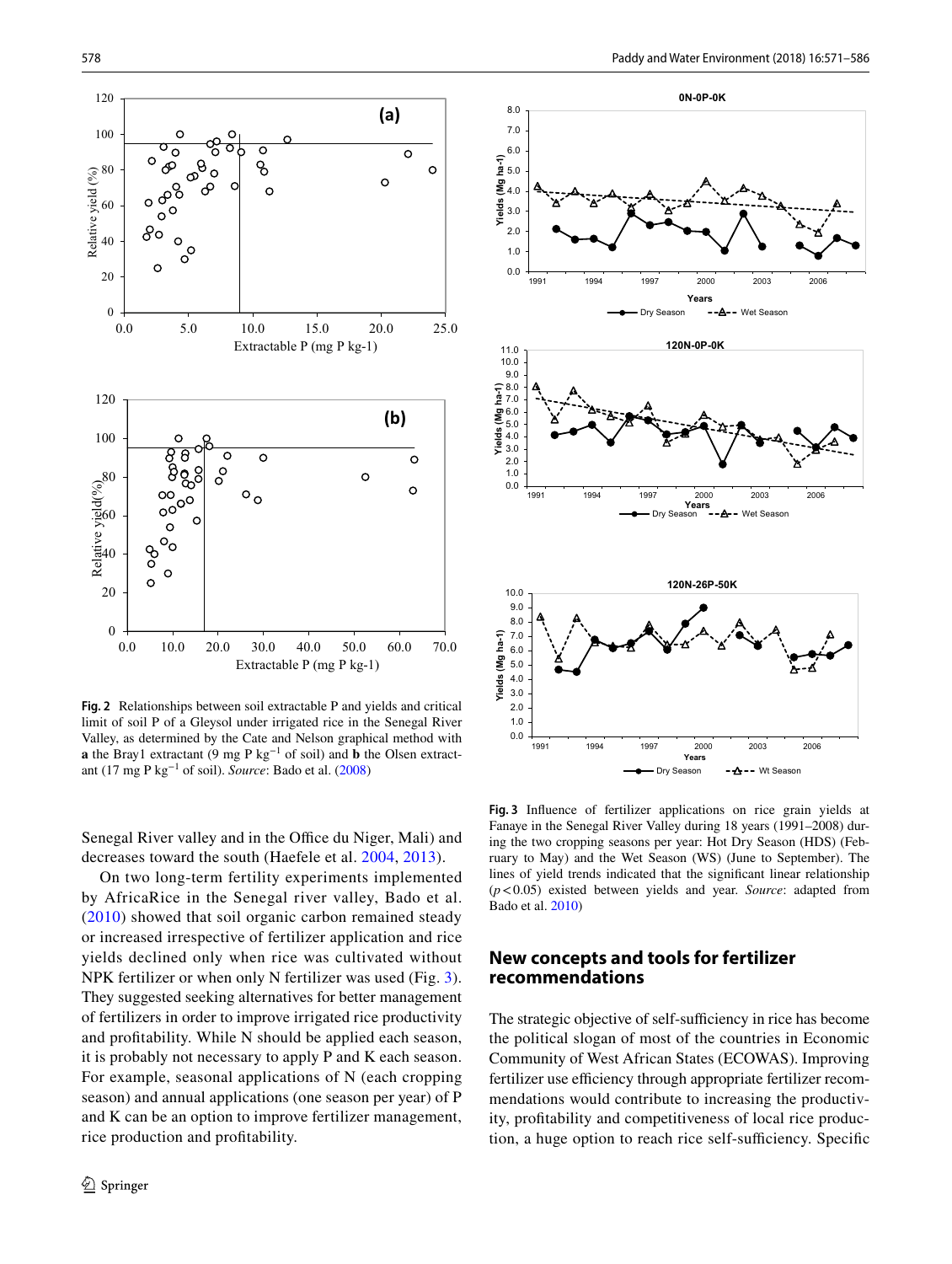**Fig. 2** Relationships between soil extractable P and yields and critical limit of soil P of a Gleysol under irrigated rice in the Senegal River Valley, as determined by the Cate and Nelson graphical method with **a** the Bray1 extractant (9 mg P $kg^{-1}$ of soil) and **b** the Olsen extractant (17 mg P $kg^{-1}$ of soil). *Source*: Bado et al. (2008)

**Fig. 3** Influence of fertilizer applications on rice grain yields at Fanaye in the Senegal River Valley during 18 years (1991–2008) during the two cropping seasons per year: Hot Dry Season (HDS) (February to May) and the Wet Season (WS) (June to September). The lines of yield trends indicated that the significant linear relationship ($p < 0.05$) existed between yields and year. *Source*: adapted from Bado et al. 2010)

Senegal River valley and in the Office du Niger, Mali) and decreases toward the south (Haefele et al. 2004, 2013).

On two long-term fertility experiments implemented by AfricaRice in the Senegal river valley, Bado et al. (2010) showed that soil organic carbon remained steady or increased irrespective of fertilizer application and rice yields declined only when rice was cultivated without NPK fertilizer or when only N fertilizer was used (Fig. 3). They suggested seeking alternatives for better management of fertilizers in order to improve irrigated rice productivity and profitability. While N should be applied each season, it is probably not necessary to apply P and K each season. For example, seasonal applications of N (each cropping season) and annual applications (one season per year) of P and K can be an option to improve fertilizer management, rice production and profitability.

## New concepts and tools for fertilizer recommendations

The strategic objective of self-sufficiency in rice has become the political slogan of most of the countries in Economic Community of West African States (ECOWAS). Improving fertilizer use efficiency through appropriate fertilizer recommendations would contribute to increasing the productivity, profitability and competitiveness of local rice production, a huge option to reach rice self-sufficiency. Specific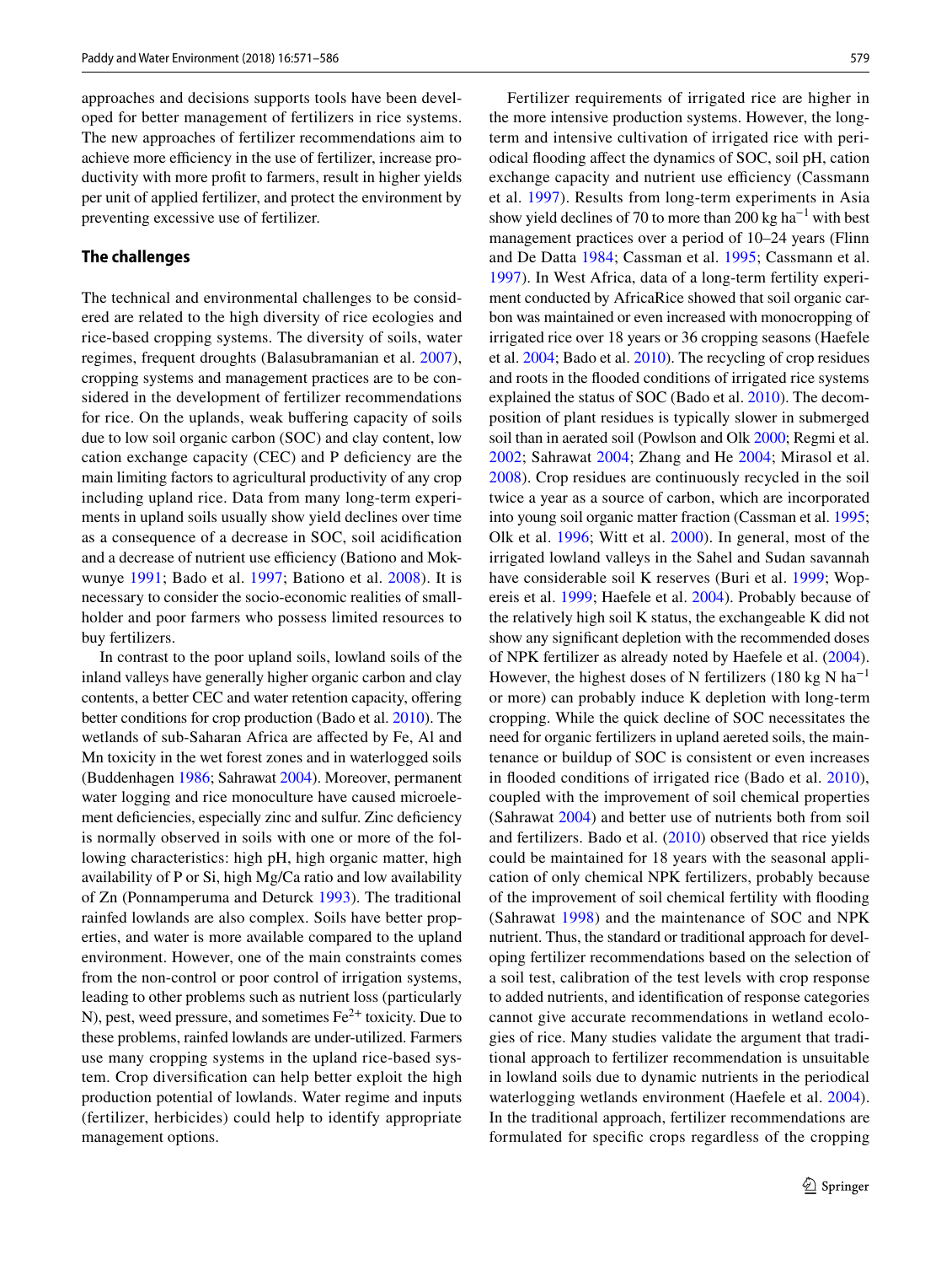approaches and decisions supports tools have been developed for better management of fertilizers in rice systems. The new approaches of fertilizer recommendations aim to achieve more efficiency in the use of fertilizer, increase productivity with more profit to farmers, result in higher yields per unit of applied fertilizer, and protect the environment by preventing excessive use of fertilizer.

## The challenges

The technical and environmental challenges to be considered are related to the high diversity of rice ecologies and rice-based cropping systems. The diversity of soils, water regimes, frequent droughts (Balasubramanian et al. 2007), cropping systems and management practices are to be considered in the development of fertilizer recommendations for rice. On the uplands, weak buffering capacity of soils due to low soil organic carbon (SOC) and clay content, low cation exchange capacity (CEC) and P deficiency are the main limiting factors to agricultural productivity of any crop including upland rice. Data from many long-term experiments in upland soils usually show yield declines over time as a consequence of a decrease in SOC, soil acidification and a decrease of nutrient use efficiency (Bationo and Mokwunye 1991; Bado et al. 1997; Bationo et al. 2008). It is necessary to consider the socio-economic realities of smallholder and poor farmers who possess limited resources to buy fertilizers.

In contrast to the poor upland soils, lowland soils of the inland valleys have generally higher organic carbon and clay contents, a better CEC and water retention capacity, offering better conditions for crop production (Bado et al. 2010). The wetlands of sub-Saharan Africa are affected by Fe, Al and Mn toxicity in the wet forest zones and in waterlogged soils (Buddenhagen 1986; Sahrawat 2004). Moreover, permanent water logging and rice monoculture have caused microelement deficiencies, especially zinc and sulfur. Zinc deficiency is normally observed in soils with one or more of the following characteristics: high pH, high organic matter, high availability of P or Si, high Mg/Ca ratio and low availability of Zn (Ponnamperuma and Deturck 1993). The traditional rainfed lowlands are also complex. Soils have better properties, and water is more available compared to the upland environment. However, one of the main constraints comes from the non-control or poor control of irrigation systems, leading to other problems such as nutrient loss (particularly N), pest, weed pressure, and sometimes $Fe^{2+}$ toxicity. Due to these problems, rainfed lowlands are under-utilized. Farmers use many cropping systems in the upland rice-based system. Crop diversification can help better exploit the high production potential of lowlands. Water regime and inputs (fertilizer, herbicides) could help to identify appropriate management options.

Fertilizer requirements of irrigated rice are higher in the more intensive production systems. However, the long-term and intensive cultivation of irrigated rice with periodical flooding affect the dynamics of SOC, soil pH, cation exchange capacity and nutrient use efficiency (Cassmann et al. 1997). Results from long-term experiments in Asia show yield declines of 70 to more than 200 kg $ha^{-1}$ with best management practices over a period of 10–24 years (Flinn and De Datta 1984; Cassman et al. 1995; Cassmann et al. 1997). In West Africa, data of a long-term fertility experiment conducted by AfricaRice showed that soil organic carbon was maintained or even increased with monocropping of irrigated rice over 18 years or 36 cropping seasons (Haefele et al. 2004; Bado et al. 2010). The recycling of crop residues and roots in the flooded conditions of irrigated rice systems explained the status of SOC (Bado et al. 2010). The decomposition of plant residues is typically slower in submerged soil than in aerated soil (Powlson and Olk 2000; Regmi et al. 2002; Sahrawat 2004; Zhang and He 2004; Mirasol et al. 2008). Crop residues are continuously recycled in the soil twice a year as a source of carbon, which are incorporated into young soil organic matter fraction (Cassman et al. 1995; Olk et al. 1996; Witt et al. 2000). In general, most of the irrigated lowland valleys in the Sahel and Sudan savannah have considerable soil K reserves (Buri et al. 1999; Wopereis et al. 1999; Haefele et al. 2004). Probably because of the relatively high soil K status, the exchangeable K did not show any significant depletion with the recommended doses of NPK fertilizer as already noted by Haefele et al. (2004). However, the highest doses of N fertilizers (180 kg N $ha^{-1}$ or more) can probably induce K depletion with long-term cropping. While the quick decline of SOC necessitates the need for organic fertilizers in upland aereted soils, the maintenance or buildup of SOC is consistent or even increases in flooded conditions of irrigated rice (Bado et al. 2010), coupled with the improvement of soil chemical properties (Sahrawat 2004) and better use of nutrients both from soil and fertilizers. Bado et al. (2010) observed that rice yields could be maintained for 18 years with the seasonal application of only chemical NPK fertilizers, probably because of the improvement of soil chemical fertility with flooding (Sahrawat 1998) and the maintenance of SOC and NPK nutrient. Thus, the standard or traditional approach for developing fertilizer recommendations based on the selection of a soil test, calibration of the test levels with crop response to added nutrients, and identification of response categories cannot give accurate recommendations in wetland ecologies of rice. Many studies validate the argument that traditional approach to fertilizer recommendation is unsuitable in lowland soils due to dynamic nutrients in the periodical waterlogging wetlands environment (Haefele et al. 2004). In the traditional approach, fertilizer recommendations are formulated for specific crops regardless of the cropping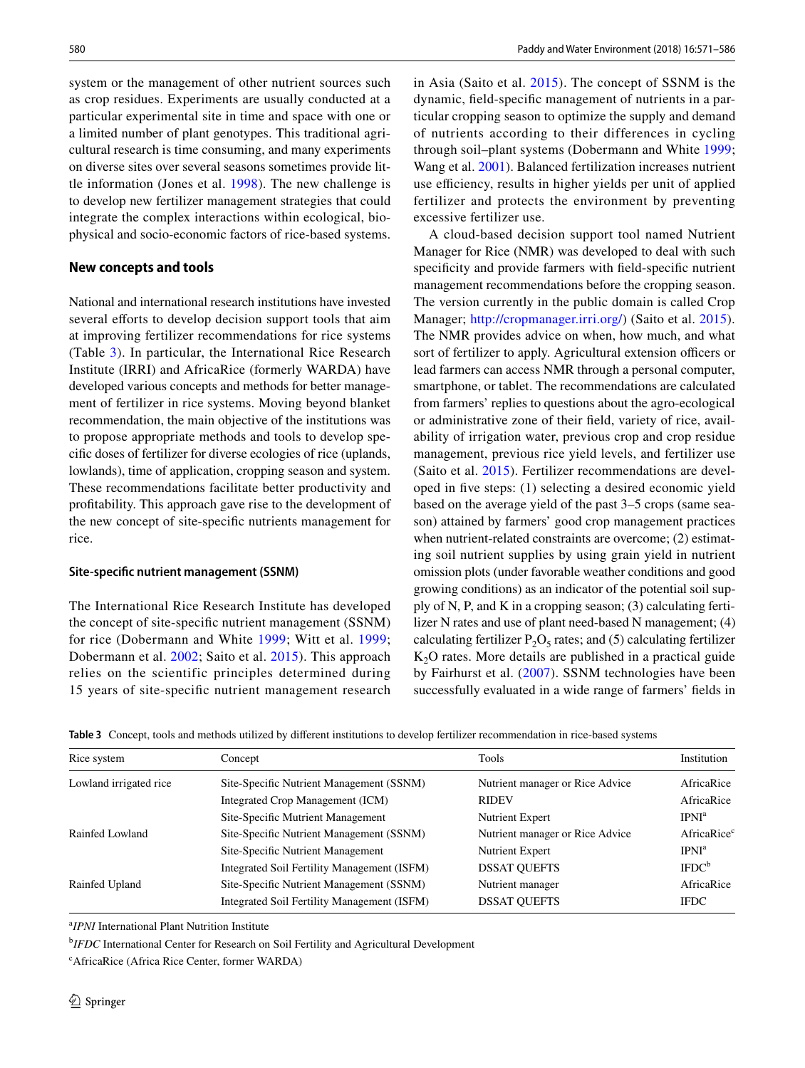system or the management of other nutrient sources such as crop residues. Experiments are usually conducted at a particular experimental site in time and space with one or a limited number of plant genotypes. This traditional agricultural research is time consuming, and many experiments on diverse sites over several seasons sometimes provide little information (Jones et al. 1998). The new challenge is to develop new fertilizer management strategies that could integrate the complex interactions within ecological, biophysical and socio-economic factors of rice-based systems.

## New concepts and tools

National and international research institutions have invested several efforts to develop decision support tools that aim at improving fertilizer recommendations for rice systems (Table 3). In particular, the International Rice Research Institute (IRRI) and AfricaRice (formerly WARDA) have developed various concepts and methods for better management of fertilizer in rice systems. Moving beyond blanket recommendation, the main objective of the institutions was to propose appropriate methods and tools to develop specific doses of fertilizer for diverse ecologies of rice (uplands, lowlands), time of application, cropping season and system. These recommendations facilitate better productivity and profitability. This approach gave rise to the development of the new concept of site-specific nutrients management for rice.

### Site-specific nutrient management (SSNM)

The International Rice Research Institute has developed the concept of site-specific nutrient management (SSNM) for rice (Dobermann and White 1999; Witt et al. 1999; Dobermann et al. 2002; Saito et al. 2015). This approach relies on the scientific principles determined during 15 years of site-specific nutrient management research in Asia (Saito et al. 2015). The concept of SSNM is the dynamic, field-specific management of nutrients in a particular cropping season to optimize the supply and demand of nutrients according to their differences in cycling through soil–plant systems (Dobermann and White 1999; Wang et al. 2001). Balanced fertilization increases nutrient use efficiency, results in higher yields per unit of applied fertilizer and protects the environment by preventing excessive fertilizer use.

A cloud-based decision support tool named Nutrient Manager for Rice (NMR) was developed to deal with such specificity and provide farmers with field-specific nutrient management recommendations before the cropping season. The version currently in the public domain is called Crop Manager; http://cropmanager.irri.org/) (Saito et al. 2015). The NMR provides advice on when, how much, and what sort of fertilizer to apply. Agricultural extension officers or lead farmers can access NMR through a personal computer, smartphone, or tablet. The recommendations are calculated from farmers' replies to questions about the agro-ecological or administrative zone of their field, variety of rice, availability of irrigation water, previous crop and crop residue management, previous rice yield levels, and fertilizer use (Saito et al. 2015). Fertilizer recommendations are developed in five steps: (1) selecting a desired economic yield based on the average yield of the past 3–5 crops (same season) attained by farmers' good crop management practices when nutrient-related constraints are overcome; (2) estimating soil nutrient supplies by using grain yield in nutrient omission plots (under favorable weather conditions and good growing conditions) as an indicator of the potential soil supply of N, P, and K in a cropping season; (3) calculating fertilizer N rates and use of plant need-based N management; (4) calculating fertilizer $P_2O_5$ rates; and (5) calculating fertilizer $K_2O$ rates. More details are published in a practical guide by Fairhurst et al. (2007). SSNM technologies have been successfully evaluated in a wide range of farmers' fields in

**Table 3** Concept, tools and methods utilized by different institutions to develop fertilizer recommendation in rice-based systems

| Rice system | Concept | Tools | Institution |
|---|---|---|---|
| Lowland irrigated rice | Site-Specific Nutrient Management (SSNM) | Nutrient manager or Rice Advice | AfricaRice |
| | Integrated Crop Management (ICM) | RIDEV | AfricaRice |
| | Site-Specific Mutrient Management | Nutrient Expert | IPNI[a] |
| Rainfed Lowland | Site-Specific Nutrient Management (SSNM) | Nutrient manager or Rice Advice | AfricaRice[c] |
| | Site-Specific Nutrient Management | Nutrient Expert | IPNI[a] |
| | Integrated Soil Fertility Management (ISFM) | DSSAT QUEFTS | IFDC[b] |
| Rainfed Upland | Site-Specific Nutrient Management (SSNM) | Nutrient manager | AfricaRice |
| | Integrated Soil Fertility Management (ISFM) | DSSAT QUEFTS | IFDC |

[a] *IPNI* International Plant Nutrition Institute

[b] *IFDC* International Center for Research on Soil Fertility and Agricultural Development

[c] AfricaRice (Africa Rice Center, former WARDA)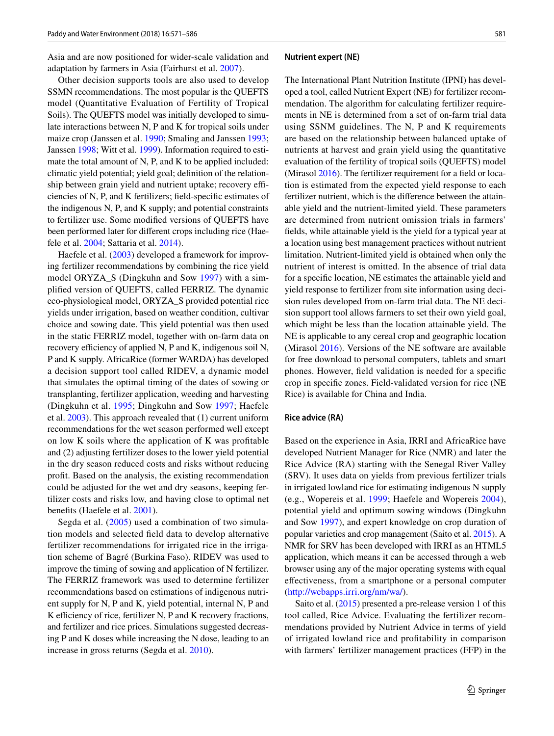Asia and are now positioned for wider-scale validation and adaptation by farmers in Asia (Fairhurst et al. 2007).

Other decision supports tools are also used to develop SSMN recommendations. The most popular is the QUEFTS model (Quantitative Evaluation of Fertility of Tropical Soils). The QUEFTS model was initially developed to simulate interactions between N, P and K for tropical soils under maize crop (Janssen et al. 1990; Smaling and Janssen 1993; Janssen 1998; Witt et al. 1999). Information required to estimate the total amount of N, P, and K to be applied included: climatic yield potential; yield goal; definition of the relationship between grain yield and nutrient uptake; recovery efficiencies of N, P, and K fertilizers; field-specific estimates of the indigenous N, P, and K supply; and potential constraints to fertilizer use. Some modified versions of QUEFTS have been performed later for different crops including rice (Haefele et al. 2004; Sattaria et al. 2014).

Haefele et al. (2003) developed a framework for improving fertilizer recommendations by combining the rice yield model ORYZA_S (Dingkuhn and Sow 1997) with a simplified version of QUEFTS, called FERRIZ. The dynamic eco-physiological model, ORYZA_S provided potential rice yields under irrigation, based on weather condition, cultivar choice and sowing date. This yield potential was then used in the static FERRIZ model, together with on-farm data on recovery efficiency of applied N, P and K, indigenous soil N, P and K supply. AfricaRice (former WARDA) has developed a decision support tool called RIDEV, a dynamic model that simulates the optimal timing of the dates of sowing or transplanting, fertilizer application, weeding and harvesting (Dingkuhn et al. 1995; Dingkuhn and Sow 1997; Haefele et al. 2003). This approach revealed that (1) current uniform recommendations for the wet season performed well except on low K soils where the application of K was profitable and (2) adjusting fertilizer doses to the lower yield potential in the dry season reduced costs and risks without reducing profit. Based on the analysis, the existing recommendation could be adjusted for the wet and dry seasons, keeping fertilizer costs and risks low, and having close to optimal net benefits (Haefele et al. 2001).

Segda et al. (2005) used a combination of two simulation models and selected field data to develop alternative fertilizer recommendations for irrigated rice in the irrigation scheme of Bagré (Burkina Faso). RIDEV was used to improve the timing of sowing and application of N fertilizer. The FERRIZ framework was used to determine fertilizer recommendations based on estimations of indigenous nutrient supply for N, P and K, yield potential, internal N, P and K efficiency of rice, fertilizer N, P and K recovery fractions, and fertilizer and rice prices. Simulations suggested decreasing P and K doses while increasing the N dose, leading to an increase in gross returns (Segda et al. 2010).

## Nutrient expert (NE)

The International Plant Nutrition Institute (IPNI) has developed a tool, called Nutrient Expert (NE) for fertilizer recommendation. The algorithm for calculating fertilizer requirements in NE is determined from a set of on-farm trial data using SSNM guidelines. The N, P and K requirements are based on the relationship between balanced uptake of nutrients at harvest and grain yield using the quantitative evaluation of the fertility of tropical soils (QUEFTS) model (Mirasol 2016). The fertilizer requirement for a field or location is estimated from the expected yield response to each fertilizer nutrient, which is the difference between the attainable yield and the nutrient-limited yield. These parameters are determined from nutrient omission trials in farmers' fields, while attainable yield is the yield for a typical year at a location using best management practices without nutrient limitation. Nutrient-limited yield is obtained when only the nutrient of interest is omitted. In the absence of trial data for a specific location, NE estimates the attainable yield and yield response to fertilizer from site information using decision rules developed from on-farm trial data. The NE decision support tool allows farmers to set their own yield goal, which might be less than the location attainable yield. The NE is applicable to any cereal crop and geographic location (Mirasol 2016). Versions of the NE software are available for free download to personal computers, tablets and smart phones. However, field validation is needed for a specific crop in specific zones. Field-validated version for rice (NE Rice) is available for China and India.

## Rice advice (RA)

Based on the experience in Asia, IRRI and AfricaRice have developed Nutrient Manager for Rice (NMR) and later the Rice Advice (RA) starting with the Senegal River Valley (SRV). It uses data on yields from previous fertilizer trials in irrigated lowland rice for estimating indigenous N supply (e.g., Wopereis et al. 1999; Haefele and Wopereis 2004), potential yield and optimum sowing windows (Dingkuhn and Sow 1997), and expert knowledge on crop duration of popular varieties and crop management (Saito et al. 2015). A NMR for SRV has been developed with IRRI as an HTML5 application, which means it can be accessed through a web browser using any of the major operating systems with equal effectiveness, from a smartphone or a personal computer (http://webapps.irri.org/nm/wa/).

Saito et al. (2015) presented a pre-release version 1 of this tool called, Rice Advice. Evaluating the fertilizer recommendations provided by Nutrient Advice in terms of yield of irrigated lowland rice and profitability in comparison with farmers' fertilizer management practices (FFP) in the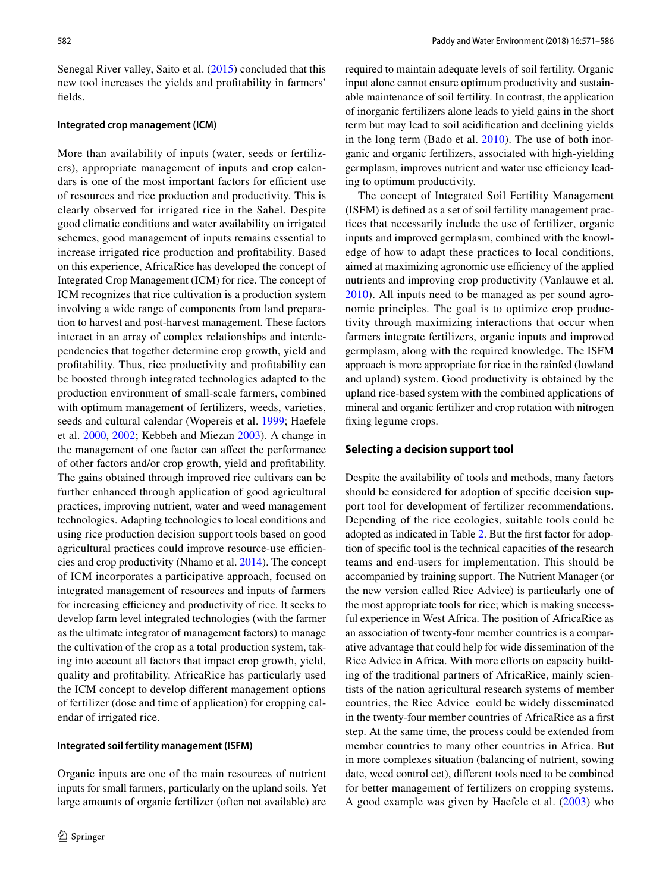Senegal River valley, Saito et al. (2015) concluded that this new tool increases the yields and profitability in farmers' fields.

### Integrated crop management (ICM)

More than availability of inputs (water, seeds or fertilizers), appropriate management of inputs and crop calendars is one of the most important factors for efficient use of resources and rice production and productivity. This is clearly observed for irrigated rice in the Sahel. Despite good climatic conditions and water availability on irrigated schemes, good management of inputs remains essential to increase irrigated rice production and profitability. Based on this experience, AfricaRice has developed the concept of Integrated Crop Management (ICM) for rice. The concept of ICM recognizes that rice cultivation is a production system involving a wide range of components from land preparation to harvest and post-harvest management. These factors interact in an array of complex relationships and interdependencies that together determine crop growth, yield and profitability. Thus, rice productivity and profitability can be boosted through integrated technologies adapted to the production environment of small-scale farmers, combined with optimum management of fertilizers, weeds, varieties, seeds and cultural calendar (Wopereis et al. 1999; Haefele et al. 2000, 2002; Kebbeh and Miezan 2003). A change in the management of one factor can affect the performance of other factors and/or crop growth, yield and profitability. The gains obtained through improved rice cultivars can be further enhanced through application of good agricultural practices, improving nutrient, water and weed management technologies. Adapting technologies to local conditions and using rice production decision support tools based on good agricultural practices could improve resource-use efficiencies and crop productivity (Nhamo et al. 2014). The concept of ICM incorporates a participative approach, focused on integrated management of resources and inputs of farmers for increasing efficiency and productivity of rice. It seeks to develop farm level integrated technologies (with the farmer as the ultimate integrator of management factors) to manage the cultivation of the crop as a total production system, taking into account all factors that impact crop growth, yield, quality and profitability. AfricaRice has particularly used the ICM concept to develop different management options of fertilizer (dose and time of application) for cropping calendar of irrigated rice.

### Integrated soil fertility management (ISFM)

Organic inputs are one of the main resources of nutrient inputs for small farmers, particularly on the upland soils. Yet large amounts of organic fertilizer (often not available) are required to maintain adequate levels of soil fertility. Organic input alone cannot ensure optimum productivity and sustainable maintenance of soil fertility. In contrast, the application of inorganic fertilizers alone leads to yield gains in the short term but may lead to soil acidification and declining yields in the long term (Bado et al. 2010). The use of both inorganic and organic fertilizers, associated with high-yielding germplasm, improves nutrient and water use efficiency leading to optimum productivity.

The concept of Integrated Soil Fertility Management (ISFM) is defined as a set of soil fertility management practices that necessarily include the use of fertilizer, organic inputs and improved germplasm, combined with the knowledge of how to adapt these practices to local conditions, aimed at maximizing agronomic use efficiency of the applied nutrients and improving crop productivity (Vanlauwe et al. 2010). All inputs need to be managed as per sound agronomic principles. The goal is to optimize crop productivity through maximizing interactions that occur when farmers integrate fertilizers, organic inputs and improved germplasm, along with the required knowledge. The ISFM approach is more appropriate for rice in the rainfed (lowland and upland) system. Good productivity is obtained by the upland rice-based system with the combined applications of mineral and organic fertilizer and crop rotation with nitrogen fixing legume crops.

## Selecting a decision support tool

Despite the availability of tools and methods, many factors should be considered for adoption of specific decision support tool for development of fertilizer recommendations. Depending of the rice ecologies, suitable tools could be adopted as indicated in Table 2. But the first factor for adoption of specific tool is the technical capacities of the research teams and end-users for implementation. This should be accompanied by training support. The Nutrient Manager (or the new version called Rice Advice) is particularly one of the most appropriate tools for rice; which is making successful experience in West Africa. The position of AfricaRice as an association of twenty-four member countries is a comparative advantage that could help for wide dissemination of the Rice Advice in Africa. With more efforts on capacity building of the traditional partners of AfricaRice, mainly scientists of the nation agricultural research systems of member countries, the Rice Advice could be widely disseminated in the twenty-four member countries of AfricaRice as a first step. At the same time, the process could be extended from member countries to many other countries in Africa. But in more complexes situation (balancing of nutrient, sowing date, weed control ect), different tools need to be combined for better management of fertilizers on cropping systems. A good example was given by Haefele et al. (2003) who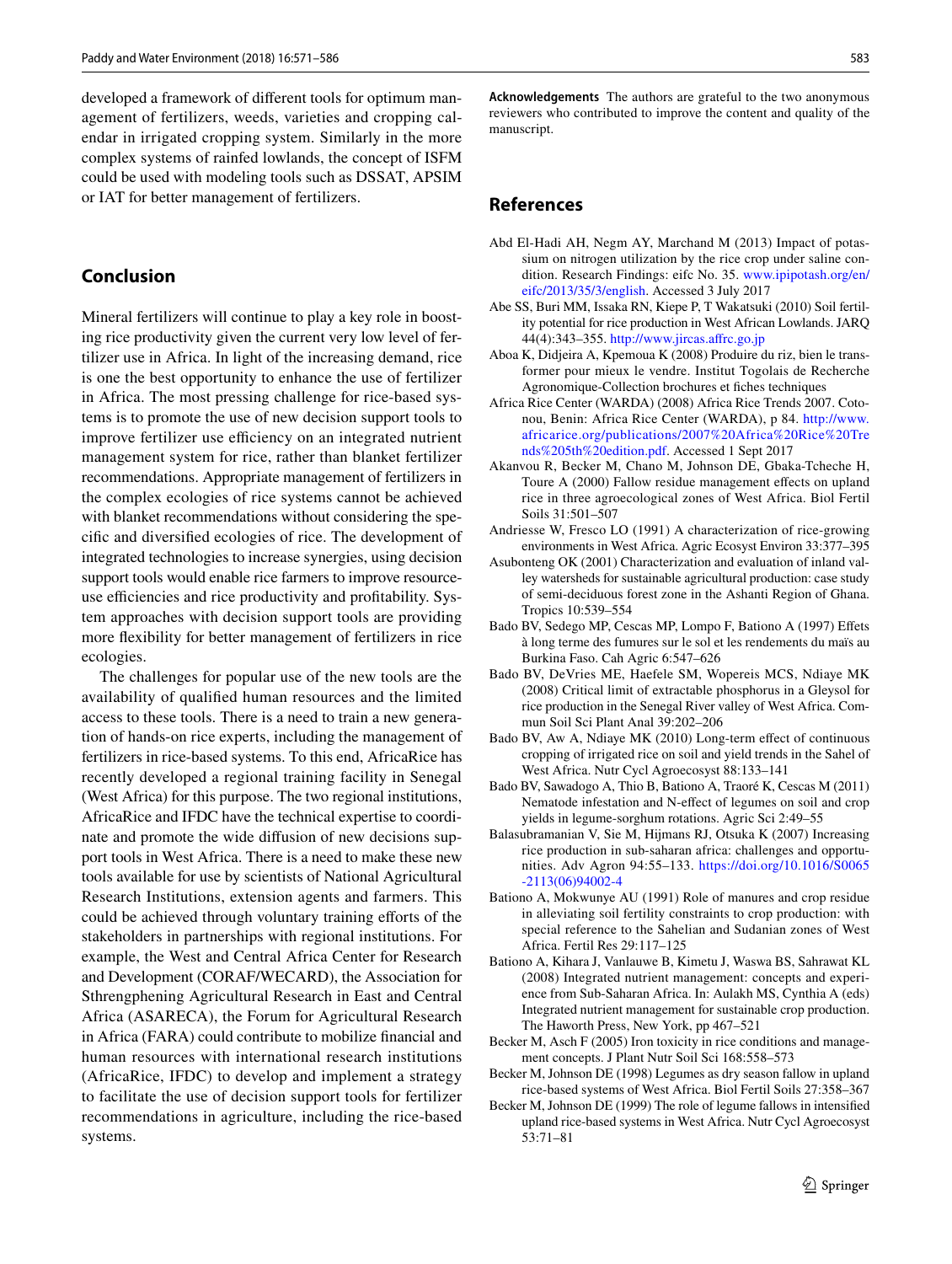developed a framework of different tools for optimum management of fertilizers, weeds, varieties and cropping calendar in irrigated cropping system. Similarly in the more complex systems of rainfed lowlands, the concept of ISFM could be used with modeling tools such as DSSAT, APSIM or IAT for better management of fertilizers.

## Conclusion

Mineral fertilizers will continue to play a key role in boosting rice productivity given the current very low level of fertilizer use in Africa. In light of the increasing demand, rice is one the best opportunity to enhance the use of fertilizer in Africa. The most pressing challenge for rice-based systems is to promote the use of new decision support tools to improve fertilizer use efficiency on an integrated nutrient management system for rice, rather than blanket fertilizer recommendations. Appropriate management of fertilizers in the complex ecologies of rice systems cannot be achieved with blanket recommendations without considering the specific and diversified ecologies of rice. The development of integrated technologies to increase synergies, using decision support tools would enable rice farmers to improve resource-use efficiencies and rice productivity and profitability. System approaches with decision support tools are providing more flexibility for better management of fertilizers in rice ecologies.

The challenges for popular use of the new tools are the availability of qualified human resources and the limited access to these tools. There is a need to train a new generation of hands-on rice experts, including the management of fertilizers in rice-based systems. To this end, AfricaRice has recently developed a regional training facility in Senegal (West Africa) for this purpose. The two regional institutions, AfricaRice and IFDC have the technical expertise to coordinate and promote the wide diffusion of new decisions support tools in West Africa. There is a need to make these new tools available for use by scientists of National Agricultural Research Institutions, extension agents and farmers. This could be achieved through voluntary training efforts of the stakeholders in partnerships with regional institutions. For example, the West and Central Africa Center for Research and Development (CORAF/WECARD), the Association for Sthrengphening Agricultural Research in East and Central Africa (ASARECA), the Forum for Agricultural Research in Africa (FARA) could contribute to mobilize financial and human resources with international research institutions (AfricaRice, IFDC) to develop and implement a strategy to facilitate the use of decision support tools for fertilizer recommendations in agriculture, including the rice-based systems.

**Acknowledgements** The authors are grateful to the two anonymous reviewers who contributed to improve the content and quality of the manuscript.

## References

Abd El-Hadi AH, Negm AY, Marchand M (2013) Impact of potassium on nitrogen utilization by the rice crop under saline condition. Research Findings: eifc No. 35. www.ipipotash.org/en/eifc/2013/35/3/english. Accessed 3 July 2017

Abe SS, Buri MM, Issaka RN, Kiepe P, T Wakatsuki (2010) Soil fertility potential for rice production in West African Lowlands. JARQ 44(4):343–355. http://www.jircas.affrc.go.jp

Aboa K, Didjeira A, Kpemoua K (2008) Produire du riz, bien le transformer pour mieux le vendre. Institut Togolais de Recherche Agronomique-Collection brochures et fiches techniques

Africa Rice Center (WARDA) (2008) Africa Rice Trends 2007. Cotonou, Benin: Africa Rice Center (WARDA), p 84. http://www.africarice.org/publications/2007%20Africa%20Rice%20Trends%205th%20edition.pdf. Accessed 1 Sept 2017

Akanvou R, Becker M, Chano M, Johnson DE, Gbaka-Tcheche H, Toure A (2000) Fallow residue management effects on upland rice in three agroecological zones of West Africa. Biol Fertil Soils 31:501–507

Andriesse W, Fresco LO (1991) A characterization of rice-growing environments in West Africa. Agric Ecosyst Environ 33:377–395

Asubonteng OK (2001) Characterization and evaluation of inland valley watersheds for sustainable agricultural production: case study of semi-deciduous forest zone in the Ashanti Region of Ghana. Tropics 10:539–554

Bado BV, Sedego MP, Cescas MP, Lompo F, Bationo A (1997) Effets à long terme des fumures sur le sol et les rendements du maïs au Burkina Faso. Cah Agric 6:547–626

Bado BV, DeVries ME, Haefele SM, Wopereis MCS, Ndiaye MK (2008) Critical limit of extractable phosphorus in a Gleysol for rice production in the Senegal River valley of West Africa. Commun Soil Sci Plant Anal 39:202–206

Bado BV, Aw A, Ndiaye MK (2010) Long-term effect of continuous cropping of irrigated rice on soil and yield trends in the Sahel of West Africa. Nutr Cycl Agroecosyst 88:133–141

Bado BV, Sawadogo A, Thio B, Bationo A, Traoré K, Cescas M (2011) Nematode infestation and N-effect of legumes on soil and crop yields in legume-sorghum rotations. Agric Sci 2:49–55

Balasubramanian V, Sie M, Hijmans RJ, Otsuka K (2007) Increasing rice production in sub-saharan africa: challenges and opportunities. Adv Agron 94:55–133. https://doi.org/10.1016/S0065-2113(06)94002-4

Bationo A, Mokwunye AU (1991) Role of manures and crop residue in alleviating soil fertility constraints to crop production: with special reference to the Sahelian and Sudanian zones of West Africa. Fertil Res 29:117–125

Bationo A, Kihara J, Vanlauwe B, Kimetu J, Waswa BS, Sahrawat KL (2008) Integrated nutrient management: concepts and experience from Sub-Saharan Africa. In: Aulakh MS, Cynthia A (eds) Integrated nutrient management for sustainable crop production. The Haworth Press, New York, pp 467–521

Becker M, Asch F (2005) Iron toxicity in rice conditions and management concepts. J Plant Nutr Soil Sci 168:558–573

Becker M, Johnson DE (1998) Legumes as dry season fallow in upland rice-based systems of West Africa. Biol Fertil Soils 27:358–367

Becker M, Johnson DE (1999) The role of legume fallows in intensified upland rice-based systems in West Africa. Nutr Cycl Agroecosyst 53:71–81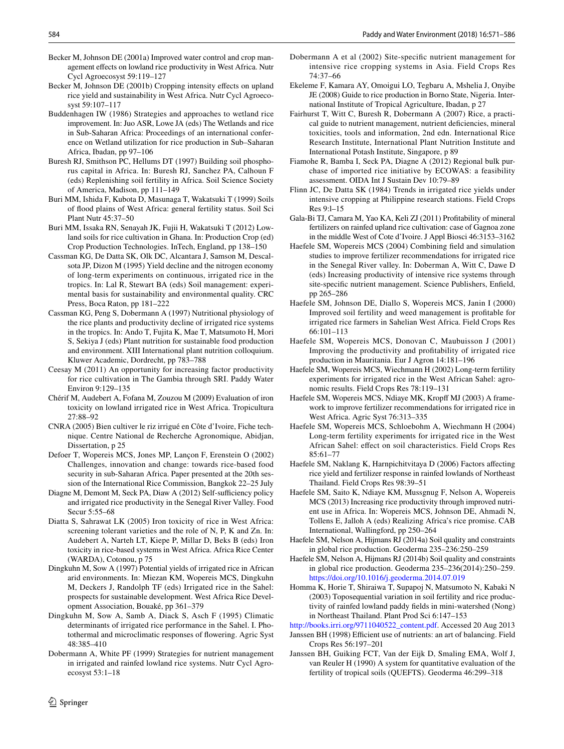Becker M, Johnson DE (2001a) Improved water control and crop management effects on lowland rice productivity in West Africa. Nutr Cycl Agroecosyst 59:119–127

Becker M, Johnson DE (2001b) Cropping intensity effects on upland rice yield and sustainability in West Africa. Nutr Cycl Agroecosyst 59:107–117

Buddenhagen IW (1986) Strategies and approaches to wetland rice improvement. In: Juo ASR, Lowe JA (eds) The Wetlands and rice in Sub-Saharan Africa: Proceedings of an international conference on Wetland utilization for rice production in Sub–Saharan Africa, Ibadan, pp 97–106

Buresh RJ, Smithson PC, Hellums DT (1997) Building soil phosphorus capital in Africa. In: Buresh RJ, Sanchez PA, Calhoun F (eds) Replenishing soil fertility in Africa. Soil Science Society of America, Madison, pp 111–149

Buri MM, Ishida F, Kubota D, Masunaga T, Wakatsuki T (1999) Soils of flood plains of West Africa: general fertility status. Soil Sci Plant Nutr 45:37–50

Buri MM, Issaka RN, Senayah JK, Fujii H, Wakatsuki T (2012) Lowland soils for rice cultivation in Ghana. In: Production Crop (ed) Crop Production Technologies. InTech, England, pp 138–150

Cassman KG, De Datta SK, Olk DC, Alcantara J, Samson M, Descalsota JP, Dizon M (1995) Yield decline and the nitrogen economy of long-term experiments on continuous, irrigated rice in the tropics. In: Lal R, Stewart BA (eds) Soil management: experimental basis for sustainability and environmental quality. CRC Press, Boca Raton, pp 181–222

Cassman KG, Peng S, Dobermann A (1997) Nutritional physiology of the rice plants and productivity decline of irrigated rice systems in the tropics. In: Ando T, Fujita K, Mae T, Matsumoto H, Mori S, Sekiya J (eds) Plant nutrition for sustainable food production and environment. XIII International plant nutrition colloquium. Kluwer Academic, Dordrecht, pp 783–788

Ceesay M (2011) An opportunity for increasing factor productivity for rice cultivation in The Gambia through SRI. Paddy Water Environ 9:129–135

Chérif M, Audebert A, Fofana M, Zouzou M (2009) Evaluation of iron toxicity on lowland irrigated rice in West Africa. Tropicultura 27:88–92

CNRA (2005) Bien cultiver le riz irrigué en Côte d'Ivoire, Fiche technique. Centre National de Recherche Agronomique, Abidjan, Dissertation, p 25

Defoer T, Wopereis MCS, Jones MP, Lançon F, Erenstein O (2002) Challenges, innovation and change: towards rice-based food security in sub-Saharan Africa. Paper presented at the 20th session of the International Rice Commission, Bangkok 22–25 July

Diagne M, Demont M, Seck PA, Diaw A (2012) Self-sufficiency policy and irrigated rice productivity in the Senegal River Valley. Food Secur 5:55–68

Diatta S, Sahrawat LK (2005) Iron toxicity of rice in West Africa: screening tolerant varieties and the role of N, P, K and Zn. In: Audebert A, Narteh LT, Kiepe P, Millar D, Beks B (eds) Iron toxicity in rice-based systems in West Africa. Africa Rice Center (WARDA), Cotonou, p 75

Dingkuhn M, Sow A (1997) Potential yields of irrigated rice in African arid environments. In: Miezan KM, Wopereis MCS, Dingkuhn M, Deckers J, Randolph TF (eds) Irrigated rice in the Sahel: prospects for sustainable development. West Africa Rice Development Association, Bouaké, pp 361–379

Dingkuhn M, Sow A, Samb A, Diack S, Asch F (1995) Climatic determinants of irrigated rice performance in the Sahel. I. Photothermal and microclimatic responses of flowering. Agric Syst 48:385–410

Dobermann A, White PF (1999) Strategies for nutrient management in irrigated and rainfed lowland rice systems. Nutr Cycl Agroecosyst 53:1–18

Dobermann A et al (2002) Site-specific nutrient management for intensive rice cropping systems in Asia. Field Crops Res 74:37–66

Ekeleme F, Kamara AY, Omoigui LO, Tegbaru A, Mshelia J, Onyibe JE (2008) Guide to rice production in Borno State, Nigeria. International Institute of Tropical Agriculture, Ibadan, p 27

Fairhurst T, Witt C, Buresh R, Dobermann A (2007) Rice, a practical guide to nutrient management, nutrient deficiencies, mineral toxicities, tools and information, 2nd edn. International Rice Research Institute, International Plant Nutrition Institute and International Potash Institute, Singapore, p 89

Fiamohe R, Bamba I, Seck PA, Diagne A (2012) Regional bulk purchase of imported rice initiative by ECOWAS: a feasibility assessment. OIDA Int J Sustain Dev 10:79–89

Flinn JC, De Datta SK (1984) Trends in irrigated rice yields under intensive cropping at Philippine research stations. Field Crops Res 9:l–15

Gala-Bi TJ, Camara M, Yao KA, Keli ZJ (2011) Profitability of mineral fertilizers on rainfed upland rice cultivation: case of Gagnoa zone in the middle West of Cote d'Ivoire. J Appl Biosci 46:3153–3162

Haefele SM, Wopereis MCS (2004) Combining field and simulation studies to improve fertilizer recommendations for irrigated rice in the Senegal River valley. In: Doberman A, Witt C, Dawe D (eds) Increasing productivity of intensive rice systems through site-specific nutrient management. Science Publishers, Enfield, pp 265–286

Haefele SM, Johnson DE, Diallo S, Wopereis MCS, Janin I (2000) Improved soil fertility and weed management is profitable for irrigated rice farmers in Sahelian West Africa. Field Crops Res 66:101–113

Haefele SM, Wopereis MCS, Donovan C, Maubuisson J (2001) Improving the productivity and profitability of irrigated rice production in Mauritania. Eur J Agron 14:181–196

Haefele SM, Wopereis MCS, Wiechmann H (2002) Long-term fertility experiments for irrigated rice in the West African Sahel: agronomic results. Field Crops Res 78:119–131

Haefele SM, Wopereis MCS, Ndiaye MK, Kropff MJ (2003) A framework to improve fertilizer recommendations for irrigated rice in West Africa. Agric Syst 76:313–335

Haefele SM, Wopereis MCS, Schloebohm A, Wiechmann H (2004) Long-term fertility experiments for irrigated rice in the West African Sahel: effect on soil characteristics. Field Crops Res 85:61–77

Haefele SM, Naklang K, Harnpichitvitaya D (2006) Factors affecting rice yield and fertilizer response in rainfed lowlands of Northeast Thailand. Field Crops Res 98:39–51

Haefele SM, Saito K, Ndiaye KM, Mussgnug F, Nelson A, Wopereis MCS (2013) Increasing rice productivity through improved nutrient use in Africa. In: Wopereis MCS, Johnson DE, Ahmadi N, Tollens E, Jalloh A (eds) Realizing Africa's rice promise. CAB International, Wallingford, pp 250–264

Haefele SM, Nelson A, Hijmans RJ (2014a) Soil quality and constraints in global rice production. Geoderma 235–236:250–259

Haefele SM, Nelson A, Hijmans RJ (2014b) Soil quality and constraints in global rice production. Geoderma 235–236(2014):250–259. https://doi.org/10.1016/j.geoderma.2014.07.019

Homma K, Horie T, Shiraiwa T, Supapoj N, Matsumoto N, Kabaki N (2003) Toposequential variation in soil fertility and rice productivity of rainfed lowland paddy fields in mini-watershed (Nong) in Northeast Thailand. Plant Prod Sci 6:147–153

http://books.irri.org/9711040522_content.pdf. Accessed 20 Aug 2013

Janssen BH (1998) Efficient use of nutrients: an art of balancing. Field Crops Res 56:197–201

Janssen BH, Guiking FCT, Van der Eijk D, Smaling EMA, Wolf J, van Reuler H (1990) A system for quantitative evaluation of the fertility of tropical soils (QUEFTS). Geoderma 46:299–318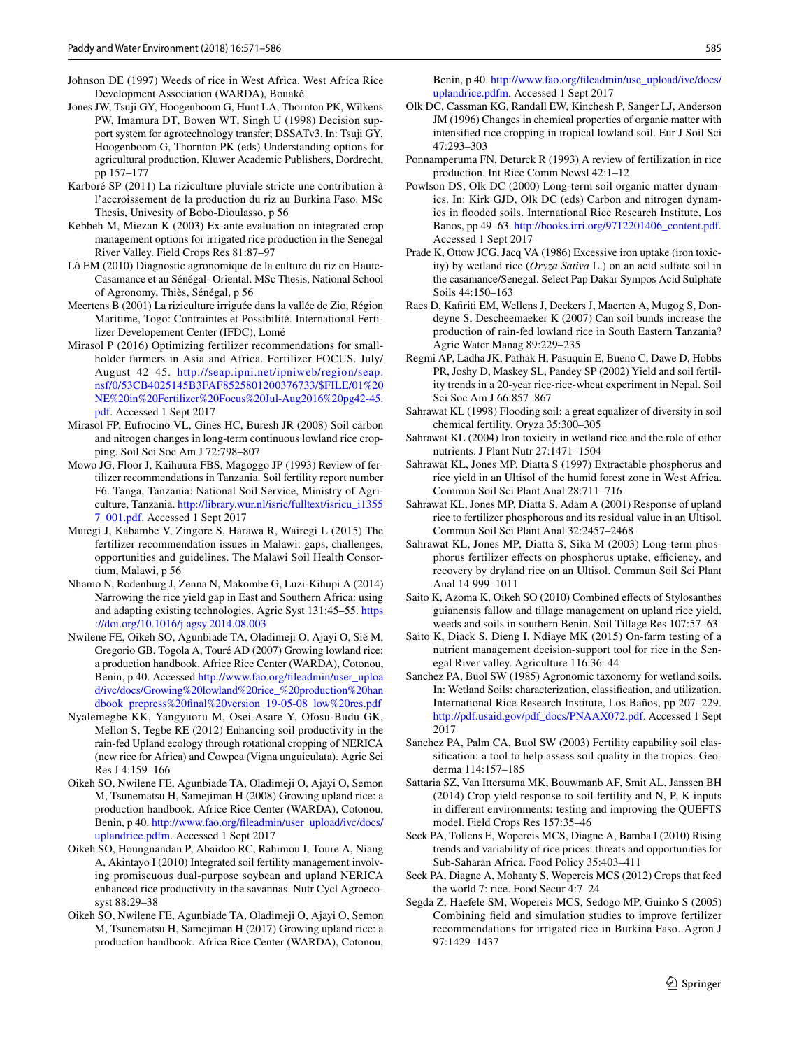Johnson DE (1997) Weeds of rice in West Africa. West Africa Rice Development Association (WARDA), Bouaké

Jones JW, Tsuji GY, Hoogenboom G, Hunt LA, Thornton PK, Wilkens PW, Imamura DT, Bowen WT, Singh U (1998) Decision support system for agrotechnology transfer; DSSATv3. In: Tsuji GY, Hoogenboom G, Thornton PK (eds) Understanding options for agricultural production. Kluwer Academic Publishers, Dordrecht, pp 157–177

Karboré SP (2011) La riziculture pluviale stricte une contribution à l'accroissement de la production du riz au Burkina Faso. MSc Thesis, Univesity of Bobo-Dioulasso, p 56

Kebbeh M, Miezan K (2003) Ex-ante evaluation on integrated crop management options for irrigated rice production in the Senegal River Valley. Field Crops Res 81:87–97

Lô EM (2010) Diagnostic agronomique de la culture du riz en Haute-Casamance et au Sénégal- Oriental. MSc Thesis, National School of Agronomy, Thiès, Sénégal, p 56

Meertens B (2001) La riziculture irriguée dans la vallée de Zio, Région Maritime, Togo: Contraintes et Possibilité. International Fertilizer Developement Center (IFDC), Lomé

Mirasol P (2016) Optimizing fertilizer recommendations for smallholder farmers in Asia and Africa. Fertilizer FOCUS. July/August 42–45. http://seap.ipni.net/ipniweb/region/seap.nsf/0/53CB4025145B3FAF8525801200376733/$FILE/01%20NE%20in%20Fertilizer%20Focus%20Jul-Aug2016%20pg42-45.pdf. Accessed 1 Sept 2017

Mirasol FP, Eufrocino VL, Gines HC, Buresh JR (2008) Soil carbon and nitrogen changes in long-term continuous lowland rice cropping. Soil Sci Soc Am J 72:798–807

Mowo JG, Floor J, Kaihuura FBS, Magoggo JP (1993) Review of fertilizer recommendations in Tanzania. Soil fertility report number F6. Tanga, Tanzania: National Soil Service, Ministry of Agriculture, Tanzania. http://library.wur.nl/isric/fulltext/isricu_i13557_001.pdf. Accessed 1 Sept 2017

Mutegi J, Kabambe V, Zingore S, Harawa R, Wairegi L (2015) The fertilizer recommendation issues in Malawi: gaps, challenges, opportunities and guidelines. The Malawi Soil Health Consortium, Malawi, p 56

Nhamo N, Rodenburg J, Zenna N, Makombe G, Luzi-Kihupi A (2014) Narrowing the rice yield gap in East and Southern Africa: using and adapting existing technologies. Agric Syst 131:45–55. https://doi.org/10.1016/j.agsy.2014.08.003

Nwilene FE, Oikeh SO, Agunbiade TA, Oladimeji O, Ajayi O, Sié M, Gregorio GB, Togola A, Touré AD (2007) Growing lowland rice: a production handbook. Africe Rice Center (WARDA), Cotonou, Benin, p 40. Accessed http://www.fao.org/fileadmin/user_upload/ivc/docs/Growing%20lowland%20rice_%20production%20handbook_prepress%20final%20version_19-05-08_low%20res.pdf

Nyalemegbe KK, Yangyuoru M, Osei-Asare Y, Ofosu-Budu GK, Mellon S, Tegbe RE (2012) Enhancing soil productivity in the rain-fed Upland ecology through rotational cropping of NERICA (new rice for Africa) and Cowpea (Vigna unguiculata). Agric Sci Res J 4:159–166

Oikeh SO, Nwilene FE, Agunbiade TA, Oladimeji O, Ajayi O, Semon M, Tsunematsu H, Samejiman H (2008) Growing upland rice: a production handbook. Africe Rice Center (WARDA), Cotonou, Benin, p 40. http://www.fao.org/fileadmin/user_upload/ivc/docs/uplandrice.pdfm. Accessed 1 Sept 2017

Oikeh SO, Houngnandan P, Abaidoo RC, Rahimou I, Toure A, Niang A, Akintayo I (2010) Integrated soil fertility management involving promiscuous dual-purpose soybean and upland NERICA enhanced rice productivity in the savannas. Nutr Cycl Agroecosyst 88:29–38

Oikeh SO, Nwilene FE, Agunbiade TA, Oladimeji O, Ajayi O, Semon M, Tsunematsu H, Samejiman H (2017) Growing upland rice: a production handbook. Africa Rice Center (WARDA), Cotonou, Benin, p 40. http://www.fao.org/fileadmin/user_upload/ive/docs/uplandrice.pdfm. Accessed 1 Sept 2017

Olk DC, Cassman KG, Randall EW, Kinchesh P, Sanger LJ, Anderson JM (1996) Changes in chemical properties of organic matter with intensified rice cropping in tropical lowland soil. Eur J Soil Sci 47:293–303

Ponnamperuma FN, Deturck R (1993) A review of fertilization in rice production. Int Rice Comm Newsl 42:1–12

Powlson DS, Olk DC (2000) Long-term soil organic matter dynamics. In: Kirk GJD, Olk DC (eds) Carbon and nitrogen dynamics in flooded soils. International Rice Research Institute, Los Banos, pp 49–63. http://books.irri.org/9712201406_content.pdf. Accessed 1 Sept 2017

Prade K, Ottow JCG, Jacq VA (1986) Excessive iron uptake (iron toxicity) by wetland rice (*Oryza Sativa* L.) on an acid sulfate soil in the casamance/Senegal. Select Pap Dakar Sympos Acid Sulphate Soils 44:150–163

Raes D, Kafiriti EM, Wellens J, Deckers J, Maerten A, Mugog S, Dondeyne S, Descheemaeker K (2007) Can soil bunds increase the production of rain-fed lowland rice in South Eastern Tanzania? Agric Water Manag 89:229–235

Regmi AP, Ladha JK, Pathak H, Pasuquin E, Bueno C, Dawe D, Hobbs PR, Joshy D, Maskey SL, Pandey SP (2002) Yield and soil fertility trends in a 20-year rice-rice-wheat experiment in Nepal. Soil Sci Soc Am J 66:857–867

Sahrawat KL (1998) Flooding soil: a great equalizer of diversity in soil chemical fertility. Oryza 35:300–305

Sahrawat KL (2004) Iron toxicity in wetland rice and the role of other nutrients. J Plant Nutr 27:1471–1504

Sahrawat KL, Jones MP, Diatta S (1997) Extractable phosphorus and rice yield in an Ultisol of the humid forest zone in West Africa. Commun Soil Sci Plant Anal 28:711–716

Sahrawat KL, Jones MP, Diatta S, Adam A (2001) Response of upland rice to fertilizer phosphorous and its residual value in an Ultisol. Commun Soil Sci Plant Anal 32:2457–2468

Sahrawat KL, Jones MP, Diatta S, Sika M (2003) Long-term phosphorus fertilizer effects on phosphorus uptake, efficiency, and recovery by dryland rice on an Ultisol. Commun Soil Sci Plant Anal 14:999–1011

Saito K, Azoma K, Oikeh SO (2010) Combined effects of Stylosanthes guianensis fallow and tillage management on upland rice yield, weeds and soils in southern Benin. Soil Tillage Res 107:57–63

Saito K, Diack S, Dieng I, Ndiaye MK (2015) On-farm testing of a nutrient management decision-support tool for rice in the Senegal River valley. Agriculture 116:36–44

Sanchez PA, Buol SW (1985) Agronomic taxonomy for wetland soils. In: Wetland Soils: characterization, classification, and utilization. International Rice Research Institute, Los Baños, pp 207–229. http://pdf.usaid.gov/pdf_docs/PNAAX072.pdf. Accessed 1 Sept 2017

Sanchez PA, Palm CA, Buol SW (2003) Fertility capability soil classification: a tool to help assess soil quality in the tropics. Geoderma 114:157–185

Sattaria SZ, Van Ittersuma MK, Bouwmanb AF, Smit AL, Janssen BH (2014) Crop yield response to soil fertility and N, P, K inputs in different environments: testing and improving the QUEFTS model. Field Crops Res 157:35–46

Seck PA, Tollens E, Wopereis MCS, Diagne A, Bamba I (2010) Rising trends and variability of rice prices: threats and opportunities for Sub-Saharan Africa. Food Policy 35:403–411

Seck PA, Diagne A, Mohanty S, Wopereis MCS (2012) Crops that feed the world 7: rice. Food Secur 4:7–24

Segda Z, Haefele SM, Wopereis MCS, Sedogo MP, Guinko S (2005) Combining field and simulation studies to improve fertilizer recommendations for irrigated rice in Burkina Faso. Agron J 97:1429–1437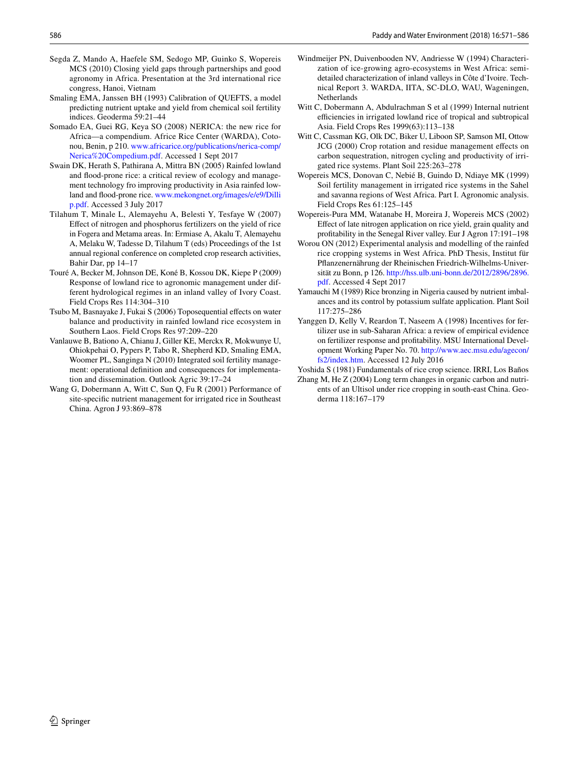Segda Z, Mando A, Haefele SM, Sedogo MP, Guinko S, Wopereis MCS (2010) Closing yield gaps through partnerships and good agronomy in Africa. Presentation at the 3rd international rice congress, Hanoi, Vietnam

Smaling EMA, Janssen BH (1993) Calibration of QUEFTS, a model predicting nutrient uptake and yield from chemical soil fertility indices. Geoderma 59:21–44

Somado EA, Guei RG, Keya SO (2008) NERICA: the new rice for Africa—a compendium. Africe Rice Center (WARDA), Cotonou, Benin, p 210. www.africarice.org/publications/nerica-comp/Nerica%20Compedium.pdf. Accessed 1 Sept 2017

Swain DK, Herath S, Pathirana A, Mittra BN (2005) Rainfed lowland and flood-prone rice: a critical review of ecology and management technology fro improving productivity in Asia rainfed lowland and flood-prone rice. www.mekongnet.org/images/e/e9/Dillip.pdf. Accessed 3 July 2017

Tilahum T, Minale L, Alemayehu A, Belesti Y, Tesfaye W (2007) Effect of nitrogen and phosphorus fertilizers on the yield of rice in Fogera and Metama areas. In: Ermiase A, Akalu T, Alemayehu A, Melaku W, Tadesse D, Tilahum T (eds) Proceedings of the 1st annual regional conference on completed crop research activities, Bahir Dar, pp 14–17

Touré A, Becker M, Johnson DE, Koné B, Kossou DK, Kiepe P (2009) Response of lowland rice to agronomic management under different hydrological regimes in an inland valley of Ivory Coast. Field Crops Res 114:304–310

Tsubo M, Basnayake J, Fukai S (2006) Toposequential effects on water balance and productivity in rainfed lowland rice ecosystem in Southern Laos. Field Crops Res 97:209–220

Vanlauwe B, Bationo A, Chianu J, Giller KE, Merckx R, Mokwunye U, Ohiokpehai O, Pypers P, Tabo R, Shepherd KD, Smaling EMA, Woomer PL, Sanginga N (2010) Integrated soil fertility management: operational definition and consequences for implementation and dissemination. Outlook Agric 39:17–24

Wang G, Dobermann A, Witt C, Sun Q, Fu R (2001) Performance of site-specific nutrient management for irrigated rice in Southeast China. Agron J 93:869–878

Windmeijer PN, Duivenbooden NV, Andriesse W (1994) Characterization of ice-growing agro-ecosystems in West Africa: semi-detailed characterization of inland valleys in Côte d'Ivoire. Technical Report 3. WARDA, IITA, SC-DLO, WAU, Wageningen, Netherlands

Witt C, Dobermann A, Abdulrachman S et al (1999) Internal nutrient efficiencies in irrigated lowland rice of tropical and subtropical Asia. Field Crops Res 1999(63):113–138

Witt C, Cassman KG, Olk DC, Biker U, Liboon SP, Samson MI, Ottow JCG (2000) Crop rotation and residue management effects on carbon sequestration, nitrogen cycling and productivity of irrigated rice systems. Plant Soil 225:263–278

Wopereis MCS, Donovan C, Nebié B, Guindo D, Ndiaye MK (1999) Soil fertility management in irrigated rice systems in the Sahel and savanna regions of West Africa. Part I. Agronomic analysis. Field Crops Res 61:125–145

Wopereis-Pura MM, Watanabe H, Moreira J, Wopereis MCS (2002) Effect of late nitrogen application on rice yield, grain quality and profitability in the Senegal River valley. Eur J Agron 17:191–198

Worou ON (2012) Experimental analysis and modelling of the rainfed rice cropping systems in West Africa. PhD Thesis, Institut für Pflanzenernährung der Rheinischen Friedrich-Wilhelms-Universität zu Bonn, p 126. http://hss.ulb.uni-bonn.de/2012/2896/2896.pdf. Accessed 4 Sept 2017

Yamauchi M (1989) Rice bronzing in Nigeria caused by nutrient imbalances and its control by potassium sulfate application. Plant Soil 117:275–286

Yanggen D, Kelly V, Reardon T, Naseem A (1998) Incentives for fertilizer use in sub-Saharan Africa: a review of empirical evidence on fertilizer response and profitability. MSU International Development Working Paper No. 70. http://www.aec.msu.edu/agecon/fs2/index.htm. Accessed 12 July 2016

Yoshida S (1981) Fundamentals of rice crop science. IRRI, Los Baños

Zhang M, He Z (2004) Long term changes in organic carbon and nutrients of an Ultisol under rice cropping in south-east China. Geoderma 118:167–179